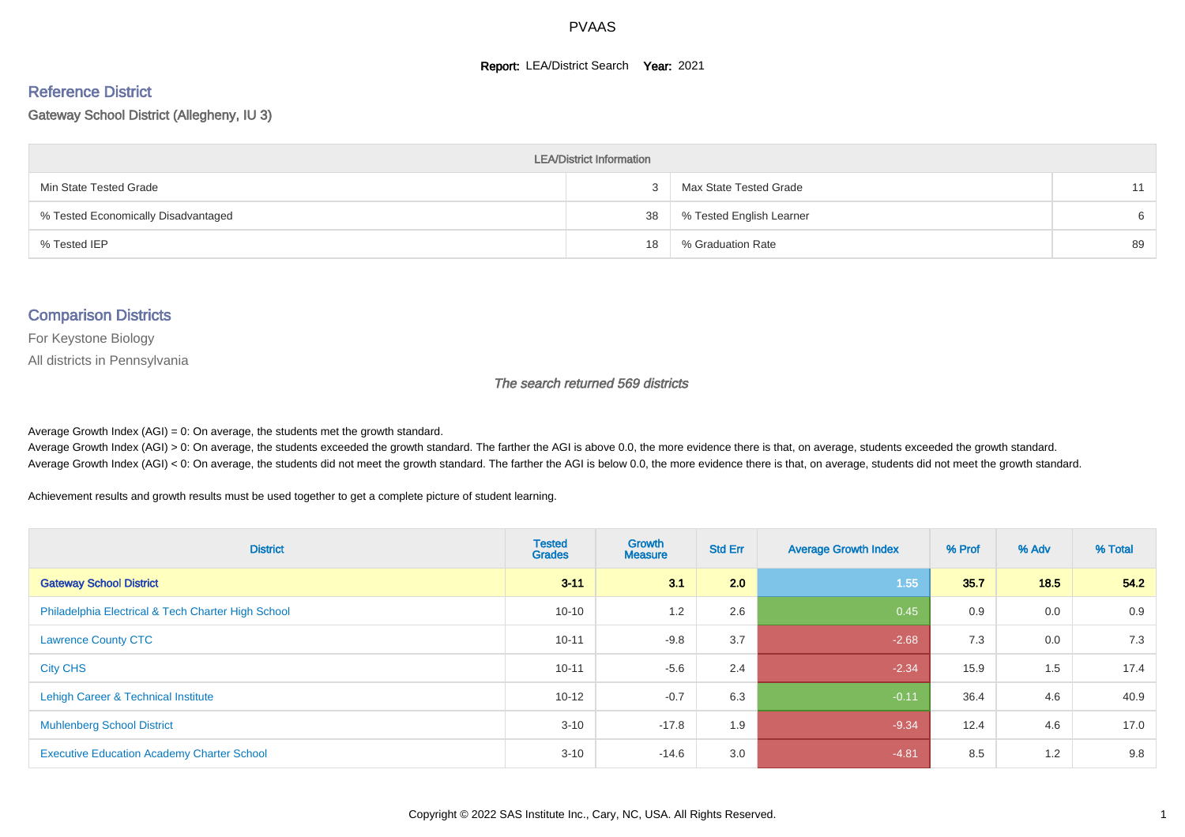# PVAAS

**Report:** LEA/District Search **Year:** 2021

## Reference District

Gateway School District (Allegheny, IU 3)

| LEA/District Information | | | |
|---|---|---|---|
| Min State Tested Grade | 3 | Max State Tested Grade | 11 |
| % Tested Economically Disadvantaged | 38 | % Tested English Learner | 6 |
| % Tested IEP | 18 | % Graduation Rate | 89 |

## Comparison Districts

For Keystone Biology

All districts in Pennsylvania

*The search returned 569 districts*

Average Growth Index (AGI) = 0: On average, the students met the growth standard.
Average Growth Index (AGI) > 0: On average, the students exceeded the growth standard. The farther the AGI is above 0.0, the more evidence there is that, on average, students exceeded the growth standard.
Average Growth Index (AGI) < 0: On average, the students did not meet the growth standard. The farther the AGI is below 0.0, the more evidence there is that, on average, students did not meet the growth standard.

Achievement results and growth results must be used together to get a complete picture of student learning.

| District | Tested Grades | Growth Measure | Std Err | Average Growth Index | % Prof | % Adv | % Total |
|---|---|---|---|---|---|---|---|
| **Gateway School District** | **3-11** | **3.1** | **2.0** | 1.55 | **35.7** | **18.5** | **54.2** |
| Philadelphia Electrical & Tech Charter High School | 10-10 | 1.2 | 2.6 | 0.45 | 0.9 | 0.0 | 0.9 |
| Lawrence County CTC | 10-11 | -9.8 | 3.7 | -2.68 | 7.3 | 0.0 | 7.3 |
| City CHS | 10-11 | -5.6 | 2.4 | -2.34 | 15.9 | 1.5 | 17.4 |
| Lehigh Career & Technical Institute | 10-12 | -0.7 | 6.3 | -0.11 | 36.4 | 4.6 | 40.9 |
| Muhlenberg School District | 3-10 | -17.8 | 1.9 | -9.34 | 12.4 | 4.6 | 17.0 |
| Executive Education Academy Charter School | 3-10 | -14.6 | 3.0 | -4.81 | 8.5 | 1.2 | 9.8 |

Copyright © 2022 SAS Institute Inc., Cary, NC, USA. All Rights Reserved.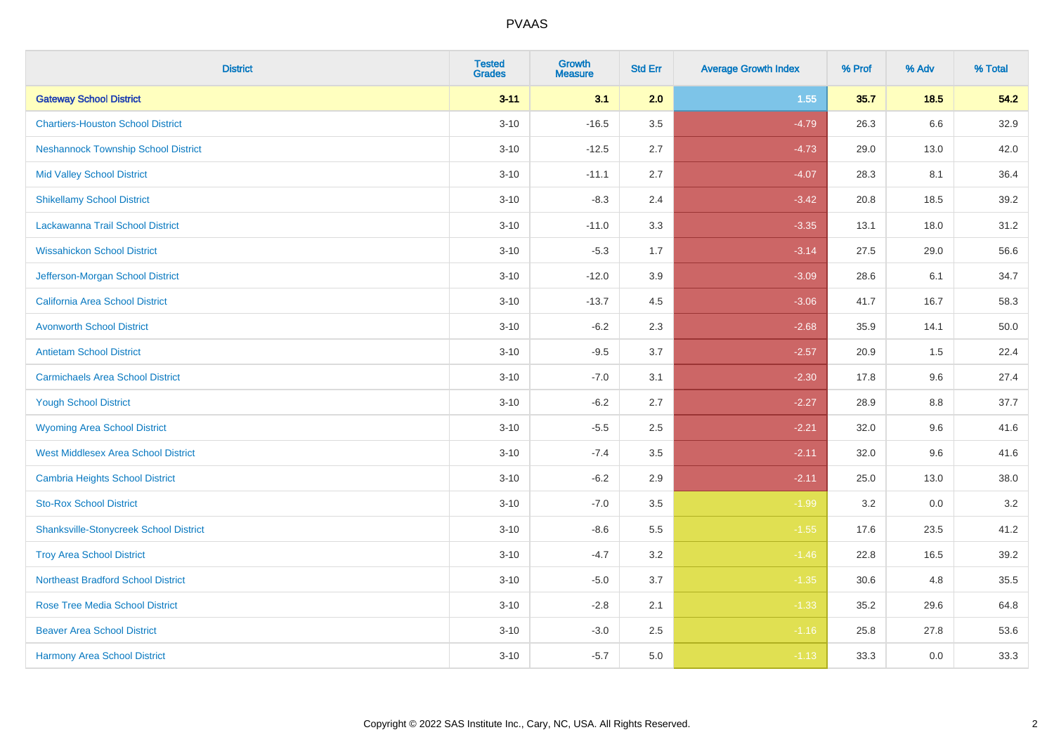# PVAAS

| District | Tested Grades | Growth Measure | Std Err | Average Growth Index | % Prof | % Adv | % Total |
|---|---|---|---|---|---|---|---|
| **Gateway School District** | **3-11** | **3.1** | **2.0** | **1.55** | **35.7** | **18.5** | **54.2** |
| Chartiers-Houston School District | 3-10 | -16.5 | 3.5 | -4.79 | 26.3 | 6.6 | 32.9 |
| Neshannock Township School District | 3-10 | -12.5 | 2.7 | -4.73 | 29.0 | 13.0 | 42.0 |
| Mid Valley School District | 3-10 | -11.1 | 2.7 | -4.07 | 28.3 | 8.1 | 36.4 |
| Shikellamy School District | 3-10 | -8.3 | 2.4 | -3.42 | 20.8 | 18.5 | 39.2 |
| Lackawanna Trail School District | 3-10 | -11.0 | 3.3 | -3.35 | 13.1 | 18.0 | 31.2 |
| Wissahickon School District | 3-10 | -5.3 | 1.7 | -3.14 | 27.5 | 29.0 | 56.6 |
| Jefferson-Morgan School District | 3-10 | -12.0 | 3.9 | -3.09 | 28.6 | 6.1 | 34.7 |
| California Area School District | 3-10 | -13.7 | 4.5 | -3.06 | 41.7 | 16.7 | 58.3 |
| Avonworth School District | 3-10 | -6.2 | 2.3 | -2.68 | 35.9 | 14.1 | 50.0 |
| Antietam School District | 3-10 | -9.5 | 3.7 | -2.57 | 20.9 | 1.5 | 22.4 |
| Carmichaels Area School District | 3-10 | -7.0 | 3.1 | -2.30 | 17.8 | 9.6 | 27.4 |
| Yough School District | 3-10 | -6.2 | 2.7 | -2.27 | 28.9 | 8.8 | 37.7 |
| Wyoming Area School District | 3-10 | -5.5 | 2.5 | -2.21 | 32.0 | 9.6 | 41.6 |
| West Middlesex Area School District | 3-10 | -7.4 | 3.5 | -2.11 | 32.0 | 9.6 | 41.6 |
| Cambria Heights School District | 3-10 | -6.2 | 2.9 | -2.11 | 25.0 | 13.0 | 38.0 |
| Sto-Rox School District | 3-10 | -7.0 | 3.5 | -1.99 | 3.2 | 0.0 | 3.2 |
| Shanksville-Stonycreek School District | 3-10 | -8.6 | 5.5 | -1.55 | 17.6 | 23.5 | 41.2 |
| Troy Area School District | 3-10 | -4.7 | 3.2 | -1.46 | 22.8 | 16.5 | 39.2 |
| Northeast Bradford School District | 3-10 | -5.0 | 3.7 | -1.35 | 30.6 | 4.8 | 35.5 |
| Rose Tree Media School District | 3-10 | -2.8 | 2.1 | -1.33 | 35.2 | 29.6 | 64.8 |
| Beaver Area School District | 3-10 | -3.0 | 2.5 | -1.16 | 25.8 | 27.8 | 53.6 |
| Harmony Area School District | 3-10 | -5.7 | 5.0 | -1.13 | 33.3 | 0.0 | 33.3 |

Copyright © 2022 SAS Institute Inc., Cary, NC, USA. All Rights Reserved.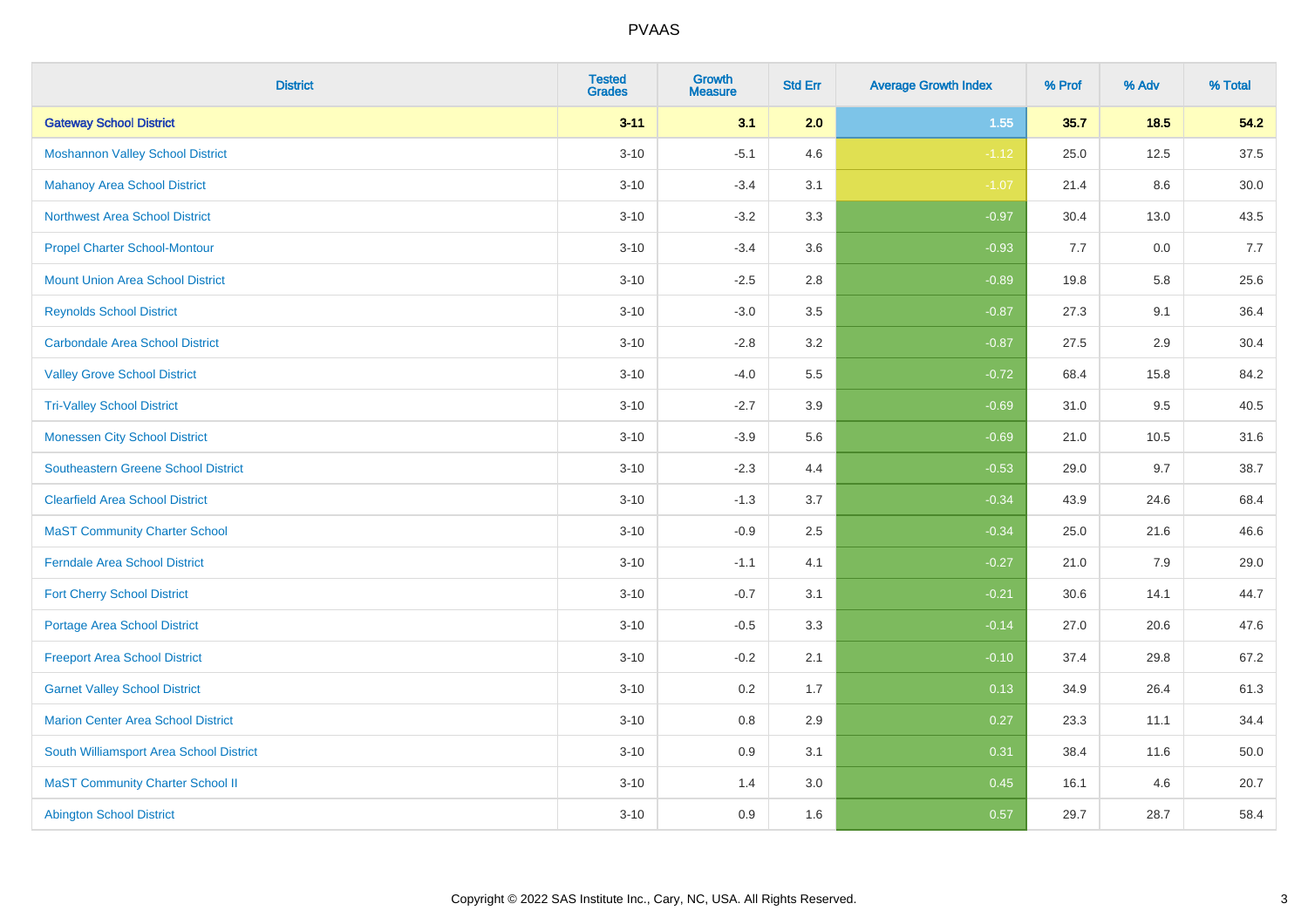# PVAAS

| District | Tested Grades | Growth Measure | Std Err | Average Growth Index | % Prof | % Adv | % Total |
|---|---|---|---|---|---|---|---|
| **Gateway School District** | **3-11** | **3.1** | **2.0** | **1.55** | **35.7** | **18.5** | **54.2** |
| Moshannon Valley School District | 3-10 | -5.1 | 4.6 | -1.12 | 25.0 | 12.5 | 37.5 |
| Mahanoy Area School District | 3-10 | -3.4 | 3.1 | -1.07 | 21.4 | 8.6 | 30.0 |
| Northwest Area School District | 3-10 | -3.2 | 3.3 | -0.97 | 30.4 | 13.0 | 43.5 |
| Propel Charter School-Montour | 3-10 | -3.4 | 3.6 | -0.93 | 7.7 | 0.0 | 7.7 |
| Mount Union Area School District | 3-10 | -2.5 | 2.8 | -0.89 | 19.8 | 5.8 | 25.6 |
| Reynolds School District | 3-10 | -3.0 | 3.5 | -0.87 | 27.3 | 9.1 | 36.4 |
| Carbondale Area School District | 3-10 | -2.8 | 3.2 | -0.87 | 27.5 | 2.9 | 30.4 |
| Valley Grove School District | 3-10 | -4.0 | 5.5 | -0.72 | 68.4 | 15.8 | 84.2 |
| Tri-Valley School District | 3-10 | -2.7 | 3.9 | -0.69 | 31.0 | 9.5 | 40.5 |
| Monessen City School District | 3-10 | -3.9 | 5.6 | -0.69 | 21.0 | 10.5 | 31.6 |
| Southeastern Greene School District | 3-10 | -2.3 | 4.4 | -0.53 | 29.0 | 9.7 | 38.7 |
| Clearfield Area School District | 3-10 | -1.3 | 3.7 | -0.34 | 43.9 | 24.6 | 68.4 |
| MaST Community Charter School | 3-10 | -0.9 | 2.5 | -0.34 | 25.0 | 21.6 | 46.6 |
| Ferndale Area School District | 3-10 | -1.1 | 4.1 | -0.27 | 21.0 | 7.9 | 29.0 |
| Fort Cherry School District | 3-10 | -0.7 | 3.1 | -0.21 | 30.6 | 14.1 | 44.7 |
| Portage Area School District | 3-10 | -0.5 | 3.3 | -0.14 | 27.0 | 20.6 | 47.6 |
| Freeport Area School District | 3-10 | -0.2 | 2.1 | -0.10 | 37.4 | 29.8 | 67.2 |
| Garnet Valley School District | 3-10 | 0.2 | 1.7 | 0.13 | 34.9 | 26.4 | 61.3 |
| Marion Center Area School District | 3-10 | 0.8 | 2.9 | 0.27 | 23.3 | 11.1 | 34.4 |
| South Williamsport Area School District | 3-10 | 0.9 | 3.1 | 0.31 | 38.4 | 11.6 | 50.0 |
| MaST Community Charter School II | 3-10 | 1.4 | 3.0 | 0.45 | 16.1 | 4.6 | 20.7 |
| Abington School District | 3-10 | 0.9 | 1.6 | 0.57 | 29.7 | 28.7 | 58.4 |

Copyright © 2022 SAS Institute Inc., Cary, NC, USA. All Rights Reserved.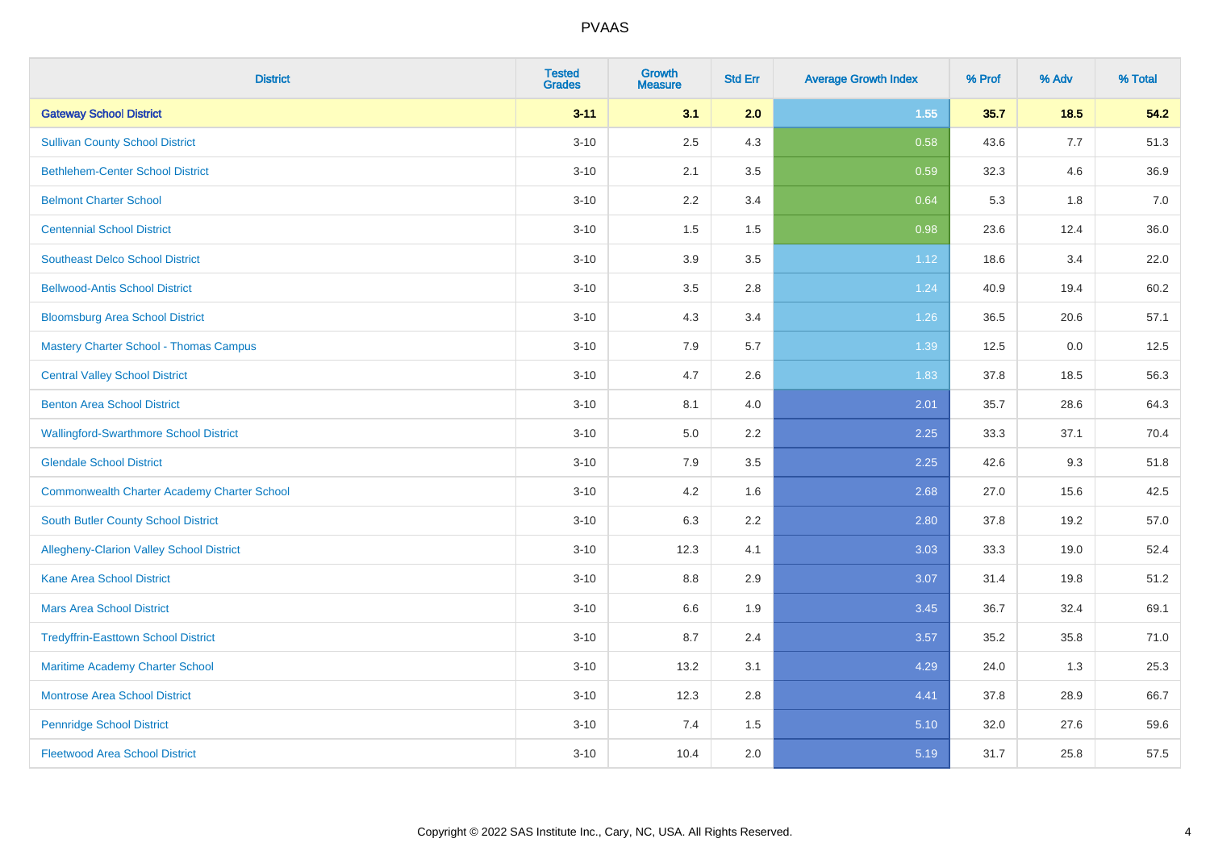# PVAAS

| District | Tested Grades | Growth Measure | Std Err | Average Growth Index | % Prof | % Adv | % Total |
|---|---|---|---|---|---|---|---|
| **Gateway School District** | **3-11** | **3.1** | **2.0** | **1.55** | **35.7** | **18.5** | **54.2** |
| Sullivan County School District | 3-10 | 2.5 | 4.3 | 0.58 | 43.6 | 7.7 | 51.3 |
| Bethlehem-Center School District | 3-10 | 2.1 | 3.5 | 0.59 | 32.3 | 4.6 | 36.9 |
| Belmont Charter School | 3-10 | 2.2 | 3.4 | 0.64 | 5.3 | 1.8 | 7.0 |
| Centennial School District | 3-10 | 1.5 | 1.5 | 0.98 | 23.6 | 12.4 | 36.0 |
| Southeast Delco School District | 3-10 | 3.9 | 3.5 | 1.12 | 18.6 | 3.4 | 22.0 |
| Bellwood-Antis School District | 3-10 | 3.5 | 2.8 | 1.24 | 40.9 | 19.4 | 60.2 |
| Bloomsburg Area School District | 3-10 | 4.3 | 3.4 | 1.26 | 36.5 | 20.6 | 57.1 |
| Mastery Charter School - Thomas Campus | 3-10 | 7.9 | 5.7 | 1.39 | 12.5 | 0.0 | 12.5 |
| Central Valley School District | 3-10 | 4.7 | 2.6 | 1.83 | 37.8 | 18.5 | 56.3 |
| Benton Area School District | 3-10 | 8.1 | 4.0 | 2.01 | 35.7 | 28.6 | 64.3 |
| Wallingford-Swarthmore School District | 3-10 | 5.0 | 2.2 | 2.25 | 33.3 | 37.1 | 70.4 |
| Glendale School District | 3-10 | 7.9 | 3.5 | 2.25 | 42.6 | 9.3 | 51.8 |
| Commonwealth Charter Academy Charter School | 3-10 | 4.2 | 1.6 | 2.68 | 27.0 | 15.6 | 42.5 |
| South Butler County School District | 3-10 | 6.3 | 2.2 | 2.80 | 37.8 | 19.2 | 57.0 |
| Allegheny-Clarion Valley School District | 3-10 | 12.3 | 4.1 | 3.03 | 33.3 | 19.0 | 52.4 |
| Kane Area School District | 3-10 | 8.8 | 2.9 | 3.07 | 31.4 | 19.8 | 51.2 |
| Mars Area School District | 3-10 | 6.6 | 1.9 | 3.45 | 36.7 | 32.4 | 69.1 |
| Tredyffrin-Easttown School District | 3-10 | 8.7 | 2.4 | 3.57 | 35.2 | 35.8 | 71.0 |
| Maritime Academy Charter School | 3-10 | 13.2 | 3.1 | 4.29 | 24.0 | 1.3 | 25.3 |
| Montrose Area School District | 3-10 | 12.3 | 2.8 | 4.41 | 37.8 | 28.9 | 66.7 |
| Pennridge School District | 3-10 | 7.4 | 1.5 | 5.10 | 32.0 | 27.6 | 59.6 |
| Fleetwood Area School District | 3-10 | 10.4 | 2.0 | 5.19 | 31.7 | 25.8 | 57.5 |

Copyright © 2022 SAS Institute Inc., Cary, NC, USA. All Rights Reserved.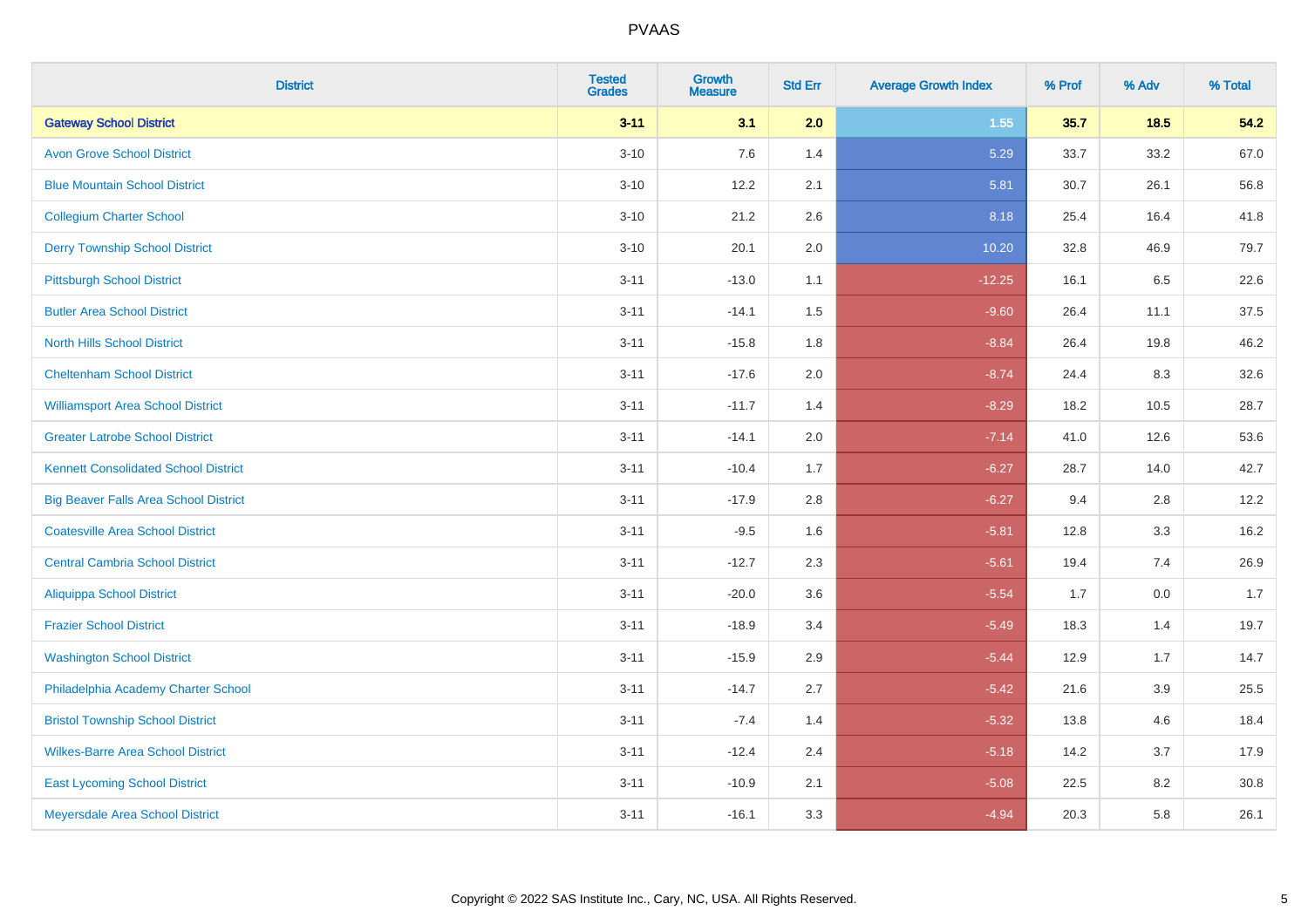# PVAAS

| District | Tested Grades | Growth Measure | Std Err | Average Growth Index | % Prof | % Adv | % Total |
|---|---|---|---|---|---|---|---|
| **Gateway School District** | **3-11** | **3.1** | **2.0** | **1.55** | **35.7** | **18.5** | **54.2** |
| Avon Grove School District | 3-10 | 7.6 | 1.4 | 5.29 | 33.7 | 33.2 | 67.0 |
| Blue Mountain School District | 3-10 | 12.2 | 2.1 | 5.81 | 30.7 | 26.1 | 56.8 |
| Collegium Charter School | 3-10 | 21.2 | 2.6 | 8.18 | 25.4 | 16.4 | 41.8 |
| Derry Township School District | 3-10 | 20.1 | 2.0 | 10.20 | 32.8 | 46.9 | 79.7 |
| Pittsburgh School District | 3-11 | -13.0 | 1.1 | -12.25 | 16.1 | 6.5 | 22.6 |
| Butler Area School District | 3-11 | -14.1 | 1.5 | -9.60 | 26.4 | 11.1 | 37.5 |
| North Hills School District | 3-11 | -15.8 | 1.8 | -8.84 | 26.4 | 19.8 | 46.2 |
| Cheltenham School District | 3-11 | -17.6 | 2.0 | -8.74 | 24.4 | 8.3 | 32.6 |
| Williamsport Area School District | 3-11 | -11.7 | 1.4 | -8.29 | 18.2 | 10.5 | 28.7 |
| Greater Latrobe School District | 3-11 | -14.1 | 2.0 | -7.14 | 41.0 | 12.6 | 53.6 |
| Kennett Consolidated School District | 3-11 | -10.4 | 1.7 | -6.27 | 28.7 | 14.0 | 42.7 |
| Big Beaver Falls Area School District | 3-11 | -17.9 | 2.8 | -6.27 | 9.4 | 2.8 | 12.2 |
| Coatesville Area School District | 3-11 | -9.5 | 1.6 | -5.81 | 12.8 | 3.3 | 16.2 |
| Central Cambria School District | 3-11 | -12.7 | 2.3 | -5.61 | 19.4 | 7.4 | 26.9 |
| Aliquippa School District | 3-11 | -20.0 | 3.6 | -5.54 | 1.7 | 0.0 | 1.7 |
| Frazier School District | 3-11 | -18.9 | 3.4 | -5.49 | 18.3 | 1.4 | 19.7 |
| Washington School District | 3-11 | -15.9 | 2.9 | -5.44 | 12.9 | 1.7 | 14.7 |
| Philadelphia Academy Charter School | 3-11 | -14.7 | 2.7 | -5.42 | 21.6 | 3.9 | 25.5 |
| Bristol Township School District | 3-11 | -7.4 | 1.4 | -5.32 | 13.8 | 4.6 | 18.4 |
| Wilkes-Barre Area School District | 3-11 | -12.4 | 2.4 | -5.18 | 14.2 | 3.7 | 17.9 |
| East Lycoming School District | 3-11 | -10.9 | 2.1 | -5.08 | 22.5 | 8.2 | 30.8 |
| Meyersdale Area School District | 3-11 | -16.1 | 3.3 | -4.94 | 20.3 | 5.8 | 26.1 |

Copyright © 2022 SAS Institute Inc., Cary, NC, USA. All Rights Reserved.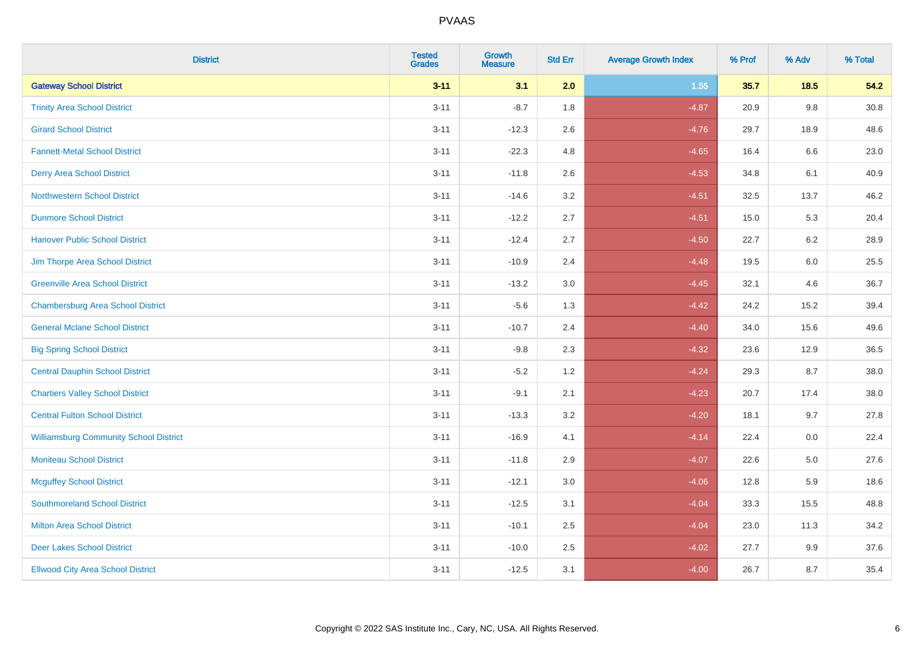# PVAAS

| District | Tested Grades | Growth Measure | Std Err | Average Growth Index | % Prof | % Adv | % Total |
|---|---|---|---|---|---|---|---|
| **Gateway School District** | **3-11** | **3.1** | **2.0** | **1.55** | **35.7** | **18.5** | **54.2** |
| Trinity Area School District | 3-11 | -8.7 | 1.8 | -4.87 | 20.9 | 9.8 | 30.8 |
| Girard School District | 3-11 | -12.3 | 2.6 | -4.76 | 29.7 | 18.9 | 48.6 |
| Fannett-Metal School District | 3-11 | -22.3 | 4.8 | -4.65 | 16.4 | 6.6 | 23.0 |
| Derry Area School District | 3-11 | -11.8 | 2.6 | -4.53 | 34.8 | 6.1 | 40.9 |
| Northwestern School District | 3-11 | -14.6 | 3.2 | -4.51 | 32.5 | 13.7 | 46.2 |
| Dunmore School District | 3-11 | -12.2 | 2.7 | -4.51 | 15.0 | 5.3 | 20.4 |
| Hanover Public School District | 3-11 | -12.4 | 2.7 | -4.50 | 22.7 | 6.2 | 28.9 |
| Jim Thorpe Area School District | 3-11 | -10.9 | 2.4 | -4.48 | 19.5 | 6.0 | 25.5 |
| Greenville Area School District | 3-11 | -13.2 | 3.0 | -4.45 | 32.1 | 4.6 | 36.7 |
| Chambersburg Area School District | 3-11 | -5.6 | 1.3 | -4.42 | 24.2 | 15.2 | 39.4 |
| General Mclane School District | 3-11 | -10.7 | 2.4 | -4.40 | 34.0 | 15.6 | 49.6 |
| Big Spring School District | 3-11 | -9.8 | 2.3 | -4.32 | 23.6 | 12.9 | 36.5 |
| Central Dauphin School District | 3-11 | -5.2 | 1.2 | -4.24 | 29.3 | 8.7 | 38.0 |
| Chartiers Valley School District | 3-11 | -9.1 | 2.1 | -4.23 | 20.7 | 17.4 | 38.0 |
| Central Fulton School District | 3-11 | -13.3 | 3.2 | -4.20 | 18.1 | 9.7 | 27.8 |
| Williamsburg Community School District | 3-11 | -16.9 | 4.1 | -4.14 | 22.4 | 0.0 | 22.4 |
| Moniteau School District | 3-11 | -11.8 | 2.9 | -4.07 | 22.6 | 5.0 | 27.6 |
| Mcguffey School District | 3-11 | -12.1 | 3.0 | -4.06 | 12.8 | 5.9 | 18.6 |
| Southmoreland School District | 3-11 | -12.5 | 3.1 | -4.04 | 33.3 | 15.5 | 48.8 |
| Milton Area School District | 3-11 | -10.1 | 2.5 | -4.04 | 23.0 | 11.3 | 34.2 |
| Deer Lakes School District | 3-11 | -10.0 | 2.5 | -4.02 | 27.7 | 9.9 | 37.6 |
| Ellwood City Area School District | 3-11 | -12.5 | 3.1 | -4.00 | 26.7 | 8.7 | 35.4 |

Copyright © 2022 SAS Institute Inc., Cary, NC, USA. All Rights Reserved.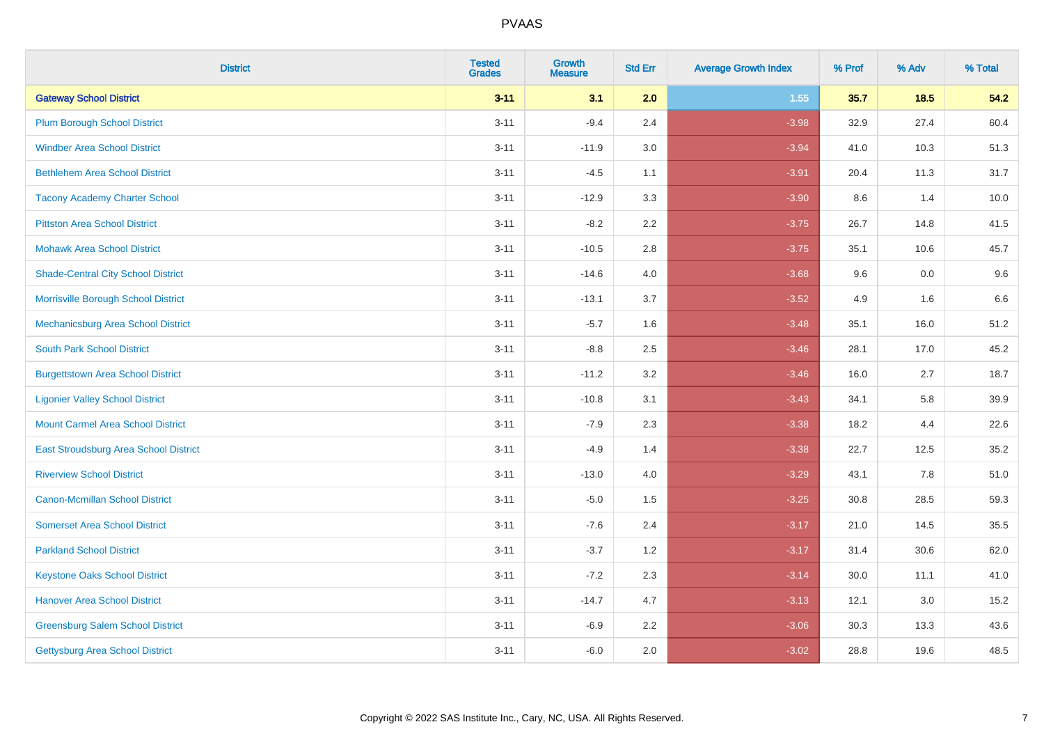| District | Tested Grades | Growth Measure | Std Err | Average Growth Index | % Prof | % Adv | % Total |
|---|---|---|---|---|---|---|---|
| **Gateway School District** | **3-11** | **3.1** | **2.0** | **1.55** | **35.7** | **18.5** | **54.2** |
| Plum Borough School District | 3-11 | -9.4 | 2.4 | -3.98 | 32.9 | 27.4 | 60.4 |
| Windber Area School District | 3-11 | -11.9 | 3.0 | -3.94 | 41.0 | 10.3 | 51.3 |
| Bethlehem Area School District | 3-11 | -4.5 | 1.1 | -3.91 | 20.4 | 11.3 | 31.7 |
| Tacony Academy Charter School | 3-11 | -12.9 | 3.3 | -3.90 | 8.6 | 1.4 | 10.0 |
| Pittston Area School District | 3-11 | -8.2 | 2.2 | -3.75 | 26.7 | 14.8 | 41.5 |
| Mohawk Area School District | 3-11 | -10.5 | 2.8 | -3.75 | 35.1 | 10.6 | 45.7 |
| Shade-Central City School District | 3-11 | -14.6 | 4.0 | -3.68 | 9.6 | 0.0 | 9.6 |
| Morrisville Borough School District | 3-11 | -13.1 | 3.7 | -3.52 | 4.9 | 1.6 | 6.6 |
| Mechanicsburg Area School District | 3-11 | -5.7 | 1.6 | -3.48 | 35.1 | 16.0 | 51.2 |
| South Park School District | 3-11 | -8.8 | 2.5 | -3.46 | 28.1 | 17.0 | 45.2 |
| Burgettstown Area School District | 3-11 | -11.2 | 3.2 | -3.46 | 16.0 | 2.7 | 18.7 |
| Ligonier Valley School District | 3-11 | -10.8 | 3.1 | -3.43 | 34.1 | 5.8 | 39.9 |
| Mount Carmel Area School District | 3-11 | -7.9 | 2.3 | -3.38 | 18.2 | 4.4 | 22.6 |
| East Stroudsburg Area School District | 3-11 | -4.9 | 1.4 | -3.38 | 22.7 | 12.5 | 35.2 |
| Riverview School District | 3-11 | -13.0 | 4.0 | -3.29 | 43.1 | 7.8 | 51.0 |
| Canon-Mcmillan School District | 3-11 | -5.0 | 1.5 | -3.25 | 30.8 | 28.5 | 59.3 |
| Somerset Area School District | 3-11 | -7.6 | 2.4 | -3.17 | 21.0 | 14.5 | 35.5 |
| Parkland School District | 3-11 | -3.7 | 1.2 | -3.17 | 31.4 | 30.6 | 62.0 |
| Keystone Oaks School District | 3-11 | -7.2 | 2.3 | -3.14 | 30.0 | 11.1 | 41.0 |
| Hanover Area School District | 3-11 | -14.7 | 4.7 | -3.13 | 12.1 | 3.0 | 15.2 |
| Greensburg Salem School District | 3-11 | -6.9 | 2.2 | -3.06 | 30.3 | 13.3 | 43.6 |
| Gettysburg Area School District | 3-11 | -6.0 | 2.0 | -3.02 | 28.8 | 19.6 | 48.5 |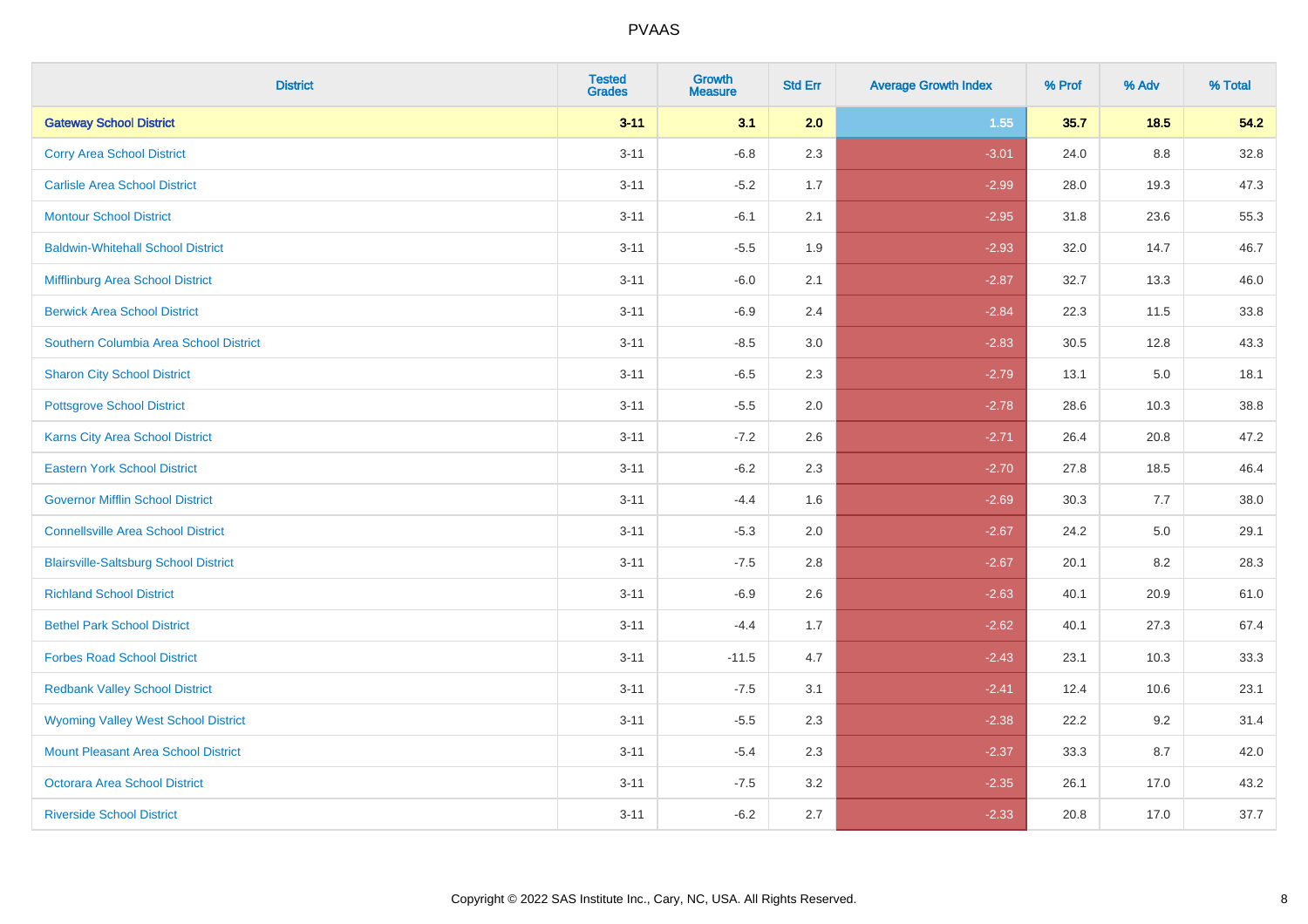| District | Tested Grades | Growth Measure | Std Err | Average Growth Index | % Prof | % Adv | % Total |
|---|---|---|---|---|---|---|---|
| **Gateway School District** | **3-11** | **3.1** | **2.0** | **1.55** | **35.7** | **18.5** | **54.2** |
| Corry Area School District | 3-11 | -6.8 | 2.3 | -3.01 | 24.0 | 8.8 | 32.8 |
| Carlisle Area School District | 3-11 | -5.2 | 1.7 | -2.99 | 28.0 | 19.3 | 47.3 |
| Montour School District | 3-11 | -6.1 | 2.1 | -2.95 | 31.8 | 23.6 | 55.3 |
| Baldwin-Whitehall School District | 3-11 | -5.5 | 1.9 | -2.93 | 32.0 | 14.7 | 46.7 |
| Mifflinburg Area School District | 3-11 | -6.0 | 2.1 | -2.87 | 32.7 | 13.3 | 46.0 |
| Berwick Area School District | 3-11 | -6.9 | 2.4 | -2.84 | 22.3 | 11.5 | 33.8 |
| Southern Columbia Area School District | 3-11 | -8.5 | 3.0 | -2.83 | 30.5 | 12.8 | 43.3 |
| Sharon City School District | 3-11 | -6.5 | 2.3 | -2.79 | 13.1 | 5.0 | 18.1 |
| Pottsgrove School District | 3-11 | -5.5 | 2.0 | -2.78 | 28.6 | 10.3 | 38.8 |
| Karns City Area School District | 3-11 | -7.2 | 2.6 | -2.71 | 26.4 | 20.8 | 47.2 |
| Eastern York School District | 3-11 | -6.2 | 2.3 | -2.70 | 27.8 | 18.5 | 46.4 |
| Governor Mifflin School District | 3-11 | -4.4 | 1.6 | -2.69 | 30.3 | 7.7 | 38.0 |
| Connellsville Area School District | 3-11 | -5.3 | 2.0 | -2.67 | 24.2 | 5.0 | 29.1 |
| Blairsville-Saltsburg School District | 3-11 | -7.5 | 2.8 | -2.67 | 20.1 | 8.2 | 28.3 |
| Richland School District | 3-11 | -6.9 | 2.6 | -2.63 | 40.1 | 20.9 | 61.0 |
| Bethel Park School District | 3-11 | -4.4 | 1.7 | -2.62 | 40.1 | 27.3 | 67.4 |
| Forbes Road School District | 3-11 | -11.5 | 4.7 | -2.43 | 23.1 | 10.3 | 33.3 |
| Redbank Valley School District | 3-11 | -7.5 | 3.1 | -2.41 | 12.4 | 10.6 | 23.1 |
| Wyoming Valley West School District | 3-11 | -5.5 | 2.3 | -2.38 | 22.2 | 9.2 | 31.4 |
| Mount Pleasant Area School District | 3-11 | -5.4 | 2.3 | -2.37 | 33.3 | 8.7 | 42.0 |
| Octorara Area School District | 3-11 | -7.5 | 3.2 | -2.35 | 26.1 | 17.0 | 43.2 |
| Riverside School District | 3-11 | -6.2 | 2.7 | -2.33 | 20.8 | 17.0 | 37.7 |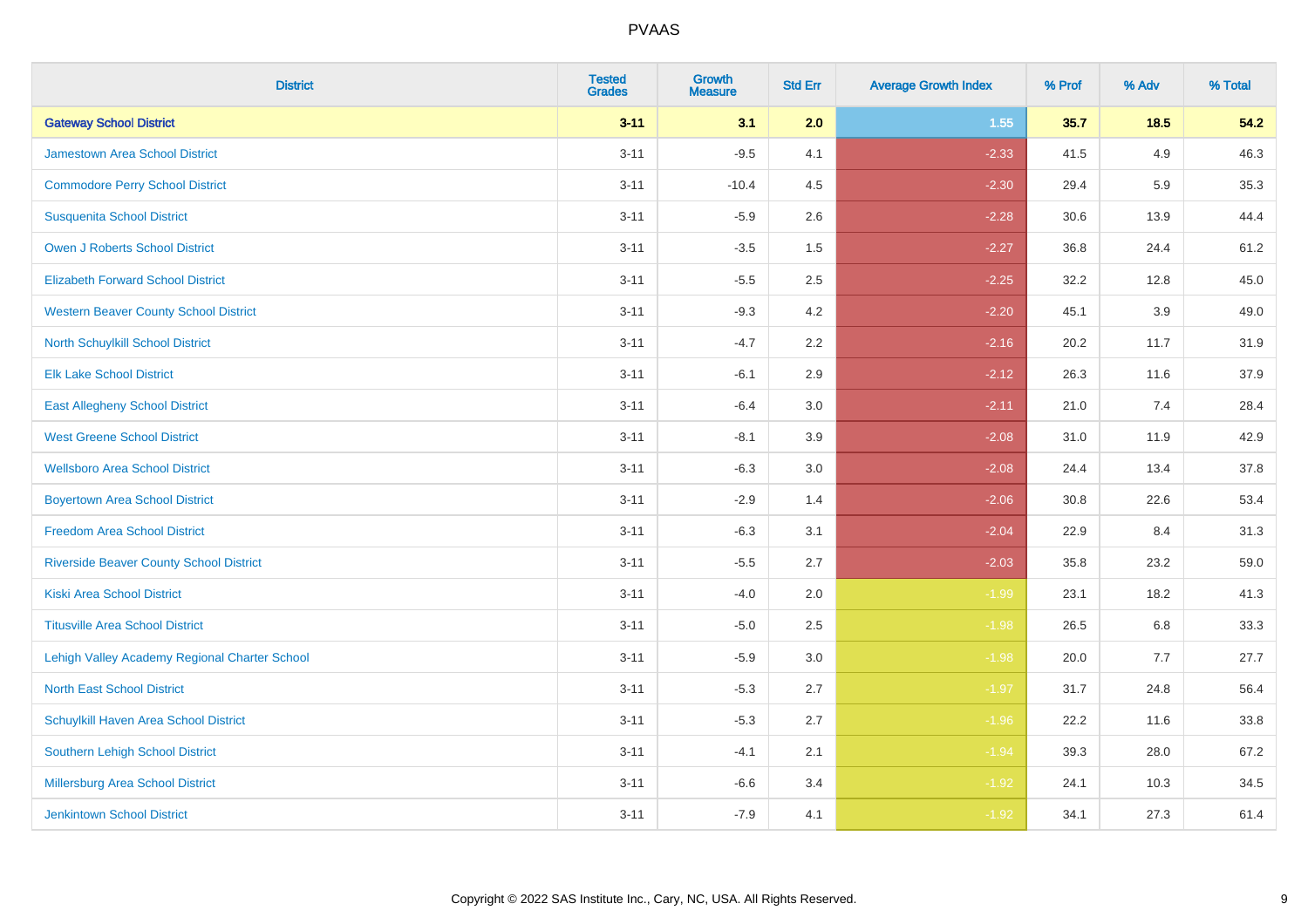# PVAAS

| District | Tested Grades | Growth Measure | Std Err | Average Growth Index | % Prof | % Adv | % Total |
|---|---|---|---|---|---|---|---|
| **Gateway School District** | **3-11** | **3.1** | **2.0** | **1.55** | **35.7** | **18.5** | **54.2** |
| Jamestown Area School District | 3-11 | -9.5 | 4.1 | -2.33 | 41.5 | 4.9 | 46.3 |
| Commodore Perry School District | 3-11 | -10.4 | 4.5 | -2.30 | 29.4 | 5.9 | 35.3 |
| Susquenita School District | 3-11 | -5.9 | 2.6 | -2.28 | 30.6 | 13.9 | 44.4 |
| Owen J Roberts School District | 3-11 | -3.5 | 1.5 | -2.27 | 36.8 | 24.4 | 61.2 |
| Elizabeth Forward School District | 3-11 | -5.5 | 2.5 | -2.25 | 32.2 | 12.8 | 45.0 |
| Western Beaver County School District | 3-11 | -9.3 | 4.2 | -2.20 | 45.1 | 3.9 | 49.0 |
| North Schuylkill School District | 3-11 | -4.7 | 2.2 | -2.16 | 20.2 | 11.7 | 31.9 |
| Elk Lake School District | 3-11 | -6.1 | 2.9 | -2.12 | 26.3 | 11.6 | 37.9 |
| East Allegheny School District | 3-11 | -6.4 | 3.0 | -2.11 | 21.0 | 7.4 | 28.4 |
| West Greene School District | 3-11 | -8.1 | 3.9 | -2.08 | 31.0 | 11.9 | 42.9 |
| Wellsboro Area School District | 3-11 | -6.3 | 3.0 | -2.08 | 24.4 | 13.4 | 37.8 |
| Boyertown Area School District | 3-11 | -2.9 | 1.4 | -2.06 | 30.8 | 22.6 | 53.4 |
| Freedom Area School District | 3-11 | -6.3 | 3.1 | -2.04 | 22.9 | 8.4 | 31.3 |
| Riverside Beaver County School District | 3-11 | -5.5 | 2.7 | -2.03 | 35.8 | 23.2 | 59.0 |
| Kiski Area School District | 3-11 | -4.0 | 2.0 | -1.99 | 23.1 | 18.2 | 41.3 |
| Titusville Area School District | 3-11 | -5.0 | 2.5 | -1.98 | 26.5 | 6.8 | 33.3 |
| Lehigh Valley Academy Regional Charter School | 3-11 | -5.9 | 3.0 | -1.98 | 20.0 | 7.7 | 27.7 |
| North East School District | 3-11 | -5.3 | 2.7 | -1.97 | 31.7 | 24.8 | 56.4 |
| Schuylkill Haven Area School District | 3-11 | -5.3 | 2.7 | -1.96 | 22.2 | 11.6 | 33.8 |
| Southern Lehigh School District | 3-11 | -4.1 | 2.1 | -1.94 | 39.3 | 28.0 | 67.2 |
| Millersburg Area School District | 3-11 | -6.6 | 3.4 | -1.92 | 24.1 | 10.3 | 34.5 |
| Jenkintown School District | 3-11 | -7.9 | 4.1 | -1.92 | 34.1 | 27.3 | 61.4 |

Copyright © 2022 SAS Institute Inc., Cary, NC, USA. All Rights Reserved.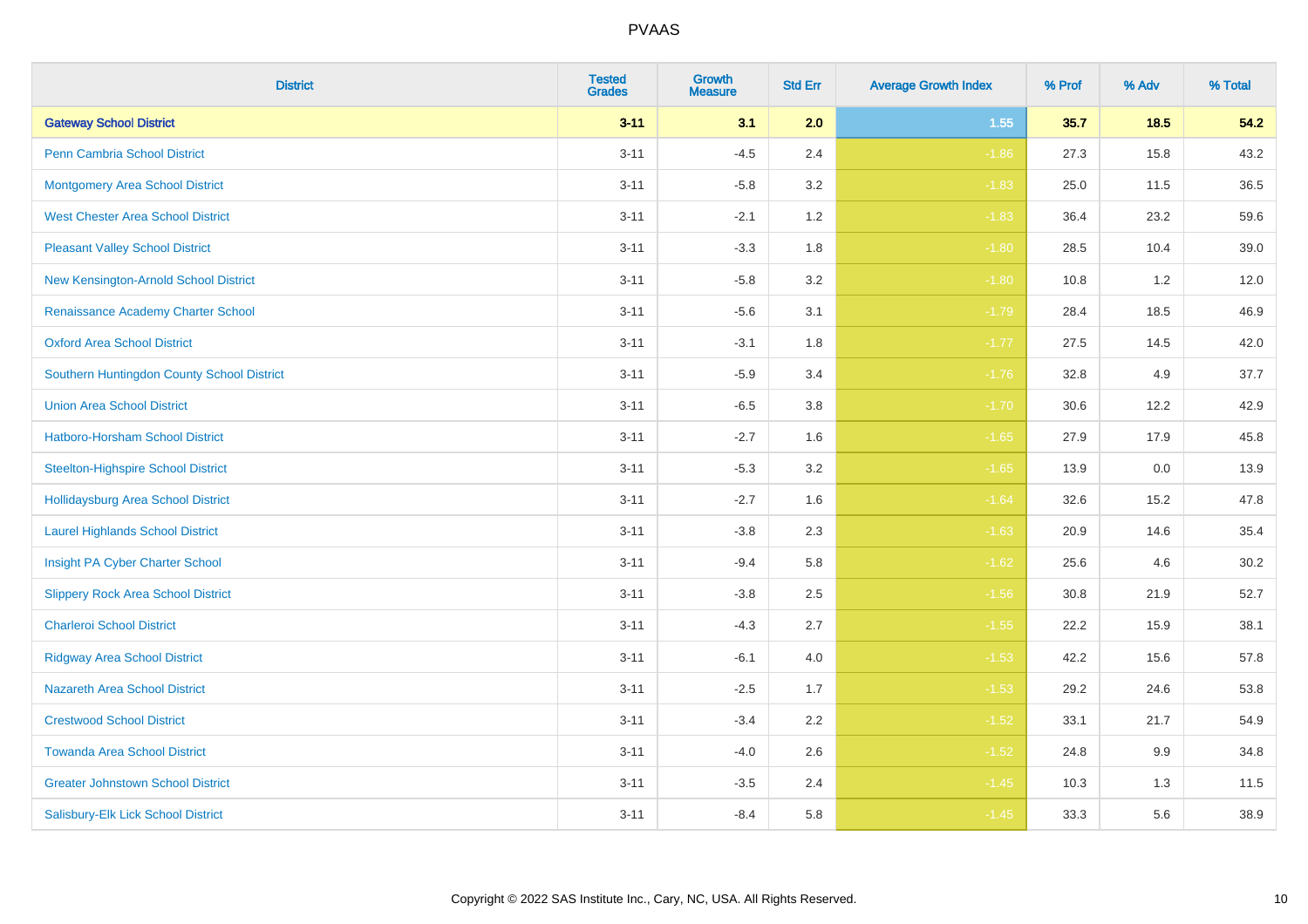| District | Tested Grades | Growth Measure | Std Err | Average Growth Index | % Prof | % Adv | % Total |
|---|---|---|---|---|---|---|---|
| **Gateway School District** | **3-11** | **3.1** | **2.0** | **1.55** | **35.7** | **18.5** | **54.2** |
| Penn Cambria School District | 3-11 | -4.5 | 2.4 | -1.86 | 27.3 | 15.8 | 43.2 |
| Montgomery Area School District | 3-11 | -5.8 | 3.2 | -1.83 | 25.0 | 11.5 | 36.5 |
| West Chester Area School District | 3-11 | -2.1 | 1.2 | -1.83 | 36.4 | 23.2 | 59.6 |
| Pleasant Valley School District | 3-11 | -3.3 | 1.8 | -1.80 | 28.5 | 10.4 | 39.0 |
| New Kensington-Arnold School District | 3-11 | -5.8 | 3.2 | -1.80 | 10.8 | 1.2 | 12.0 |
| Renaissance Academy Charter School | 3-11 | -5.6 | 3.1 | -1.79 | 28.4 | 18.5 | 46.9 |
| Oxford Area School District | 3-11 | -3.1 | 1.8 | -1.77 | 27.5 | 14.5 | 42.0 |
| Southern Huntingdon County School District | 3-11 | -5.9 | 3.4 | -1.76 | 32.8 | 4.9 | 37.7 |
| Union Area School District | 3-11 | -6.5 | 3.8 | -1.70 | 30.6 | 12.2 | 42.9 |
| Hatboro-Horsham School District | 3-11 | -2.7 | 1.6 | -1.65 | 27.9 | 17.9 | 45.8 |
| Steelton-Highspire School District | 3-11 | -5.3 | 3.2 | -1.65 | 13.9 | 0.0 | 13.9 |
| Hollidaysburg Area School District | 3-11 | -2.7 | 1.6 | -1.64 | 32.6 | 15.2 | 47.8 |
| Laurel Highlands School District | 3-11 | -3.8 | 2.3 | -1.63 | 20.9 | 14.6 | 35.4 |
| Insight PA Cyber Charter School | 3-11 | -9.4 | 5.8 | -1.62 | 25.6 | 4.6 | 30.2 |
| Slippery Rock Area School District | 3-11 | -3.8 | 2.5 | -1.56 | 30.8 | 21.9 | 52.7 |
| Charleroi School District | 3-11 | -4.3 | 2.7 | -1.55 | 22.2 | 15.9 | 38.1 |
| Ridgway Area School District | 3-11 | -6.1 | 4.0 | -1.53 | 42.2 | 15.6 | 57.8 |
| Nazareth Area School District | 3-11 | -2.5 | 1.7 | -1.53 | 29.2 | 24.6 | 53.8 |
| Crestwood School District | 3-11 | -3.4 | 2.2 | -1.52 | 33.1 | 21.7 | 54.9 |
| Towanda Area School District | 3-11 | -4.0 | 2.6 | -1.52 | 24.8 | 9.9 | 34.8 |
| Greater Johnstown School District | 3-11 | -3.5 | 2.4 | -1.45 | 10.3 | 1.3 | 11.5 |
| Salisbury-Elk Lick School District | 3-11 | -8.4 | 5.8 | -1.45 | 33.3 | 5.6 | 38.9 |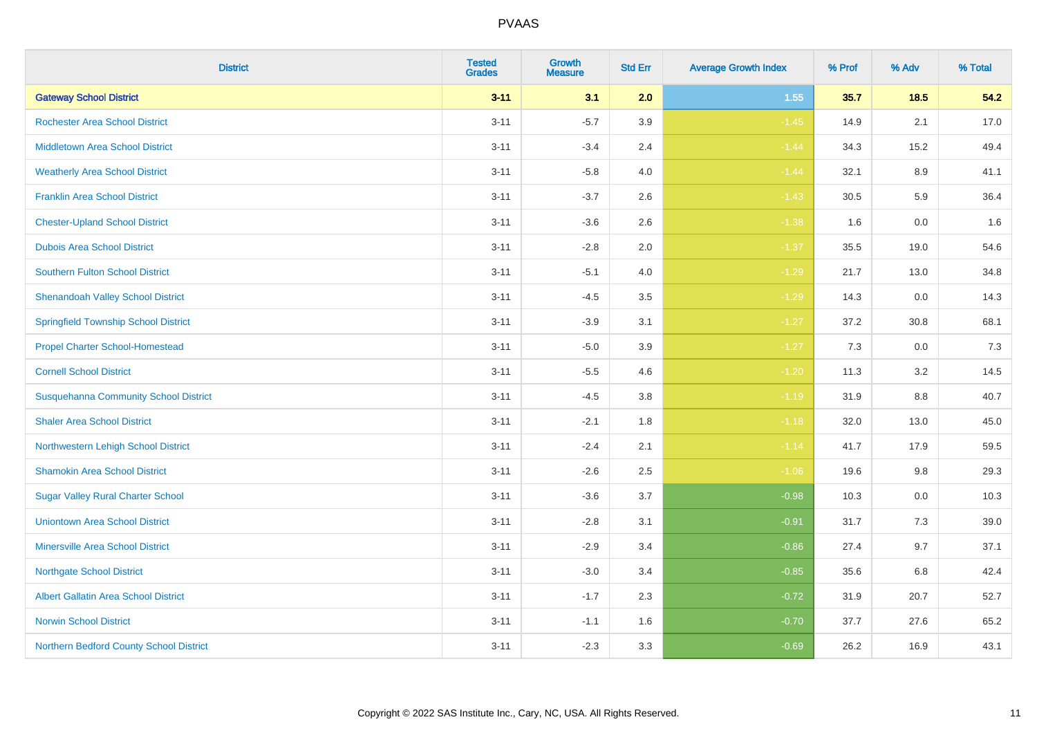# PVAAS

| District | Tested Grades | Growth Measure | Std Err | Average Growth Index | % Prof | % Adv | % Total |
|---|---|---|---|---|---|---|---|
| **Gateway School District** | **3-11** | **3.1** | **2.0** | **1.55** | **35.7** | **18.5** | **54.2** |
| Rochester Area School District | 3-11 | -5.7 | 3.9 | -1.45 | 14.9 | 2.1 | 17.0 |
| Middletown Area School District | 3-11 | -3.4 | 2.4 | -1.44 | 34.3 | 15.2 | 49.4 |
| Weatherly Area School District | 3-11 | -5.8 | 4.0 | -1.44 | 32.1 | 8.9 | 41.1 |
| Franklin Area School District | 3-11 | -3.7 | 2.6 | -1.43 | 30.5 | 5.9 | 36.4 |
| Chester-Upland School District | 3-11 | -3.6 | 2.6 | -1.38 | 1.6 | 0.0 | 1.6 |
| Dubois Area School District | 3-11 | -2.8 | 2.0 | -1.37 | 35.5 | 19.0 | 54.6 |
| Southern Fulton School District | 3-11 | -5.1 | 4.0 | -1.29 | 21.7 | 13.0 | 34.8 |
| Shenandoah Valley School District | 3-11 | -4.5 | 3.5 | -1.29 | 14.3 | 0.0 | 14.3 |
| Springfield Township School District | 3-11 | -3.9 | 3.1 | -1.27 | 37.2 | 30.8 | 68.1 |
| Propel Charter School-Homestead | 3-11 | -5.0 | 3.9 | -1.27 | 7.3 | 0.0 | 7.3 |
| Cornell School District | 3-11 | -5.5 | 4.6 | -1.20 | 11.3 | 3.2 | 14.5 |
| Susquehanna Community School District | 3-11 | -4.5 | 3.8 | -1.19 | 31.9 | 8.8 | 40.7 |
| Shaler Area School District | 3-11 | -2.1 | 1.8 | -1.18 | 32.0 | 13.0 | 45.0 |
| Northwestern Lehigh School District | 3-11 | -2.4 | 2.1 | -1.14 | 41.7 | 17.9 | 59.5 |
| Shamokin Area School District | 3-11 | -2.6 | 2.5 | -1.06 | 19.6 | 9.8 | 29.3 |
| Sugar Valley Rural Charter School | 3-11 | -3.6 | 3.7 | -0.98 | 10.3 | 0.0 | 10.3 |
| Uniontown Area School District | 3-11 | -2.8 | 3.1 | -0.91 | 31.7 | 7.3 | 39.0 |
| Minersville Area School District | 3-11 | -2.9 | 3.4 | -0.86 | 27.4 | 9.7 | 37.1 |
| Northgate School District | 3-11 | -3.0 | 3.4 | -0.85 | 35.6 | 6.8 | 42.4 |
| Albert Gallatin Area School District | 3-11 | -1.7 | 2.3 | -0.72 | 31.9 | 20.7 | 52.7 |
| Norwin School District | 3-11 | -1.1 | 1.6 | -0.70 | 37.7 | 27.6 | 65.2 |
| Northern Bedford County School District | 3-11 | -2.3 | 3.3 | -0.69 | 26.2 | 16.9 | 43.1 |

Copyright © 2022 SAS Institute Inc., Cary, NC, USA. All Rights Reserved.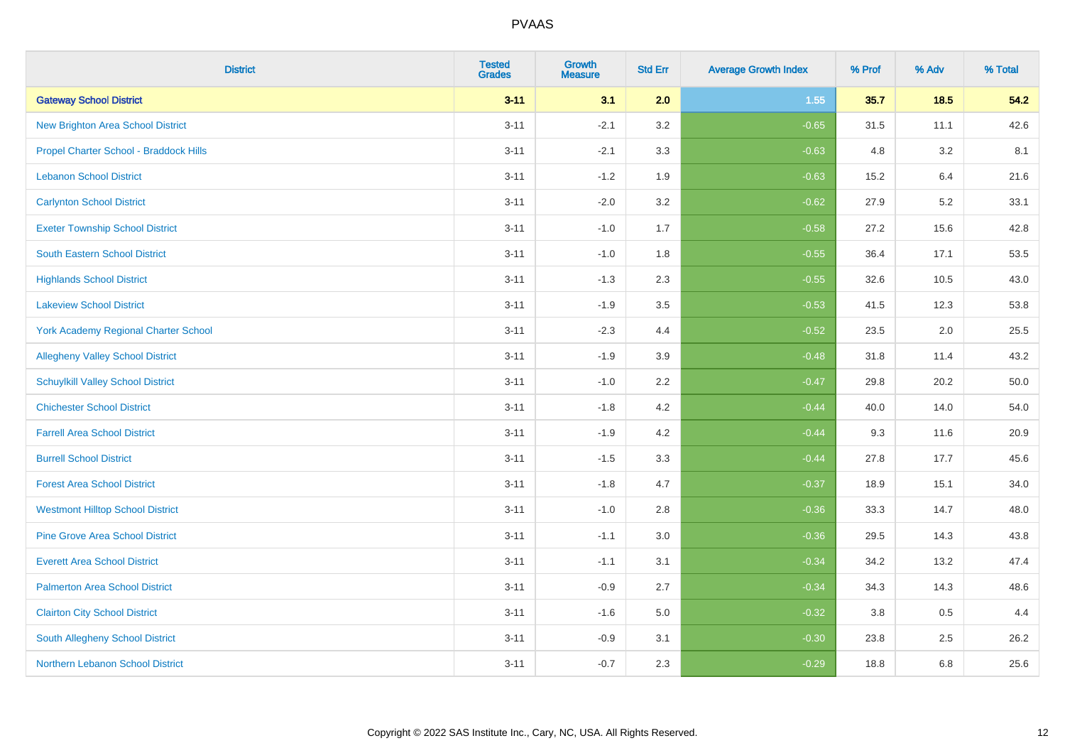| District | Tested Grades | Growth Measure | Std Err | Average Growth Index | % Prof | % Adv | % Total |
|---|---|---|---|---|---|---|---|
| **Gateway School District** | **3-11** | **3.1** | **2.0** | **1.55** | **35.7** | **18.5** | **54.2** |
| New Brighton Area School District | 3-11 | -2.1 | 3.2 | -0.65 | 31.5 | 11.1 | 42.6 |
| Propel Charter School - Braddock Hills | 3-11 | -2.1 | 3.3 | -0.63 | 4.8 | 3.2 | 8.1 |
| Lebanon School District | 3-11 | -1.2 | 1.9 | -0.63 | 15.2 | 6.4 | 21.6 |
| Carlynton School District | 3-11 | -2.0 | 3.2 | -0.62 | 27.9 | 5.2 | 33.1 |
| Exeter Township School District | 3-11 | -1.0 | 1.7 | -0.58 | 27.2 | 15.6 | 42.8 |
| South Eastern School District | 3-11 | -1.0 | 1.8 | -0.55 | 36.4 | 17.1 | 53.5 |
| Highlands School District | 3-11 | -1.3 | 2.3 | -0.55 | 32.6 | 10.5 | 43.0 |
| Lakeview School District | 3-11 | -1.9 | 3.5 | -0.53 | 41.5 | 12.3 | 53.8 |
| York Academy Regional Charter School | 3-11 | -2.3 | 4.4 | -0.52 | 23.5 | 2.0 | 25.5 |
| Allegheny Valley School District | 3-11 | -1.9 | 3.9 | -0.48 | 31.8 | 11.4 | 43.2 |
| Schuylkill Valley School District | 3-11 | -1.0 | 2.2 | -0.47 | 29.8 | 20.2 | 50.0 |
| Chichester School District | 3-11 | -1.8 | 4.2 | -0.44 | 40.0 | 14.0 | 54.0 |
| Farrell Area School District | 3-11 | -1.9 | 4.2 | -0.44 | 9.3 | 11.6 | 20.9 |
| Burrell School District | 3-11 | -1.5 | 3.3 | -0.44 | 27.8 | 17.7 | 45.6 |
| Forest Area School District | 3-11 | -1.8 | 4.7 | -0.37 | 18.9 | 15.1 | 34.0 |
| Westmont Hilltop School District | 3-11 | -1.0 | 2.8 | -0.36 | 33.3 | 14.7 | 48.0 |
| Pine Grove Area School District | 3-11 | -1.1 | 3.0 | -0.36 | 29.5 | 14.3 | 43.8 |
| Everett Area School District | 3-11 | -1.1 | 3.1 | -0.34 | 34.2 | 13.2 | 47.4 |
| Palmerton Area School District | 3-11 | -0.9 | 2.7 | -0.34 | 34.3 | 14.3 | 48.6 |
| Clairton City School District | 3-11 | -1.6 | 5.0 | -0.32 | 3.8 | 0.5 | 4.4 |
| South Allegheny School District | 3-11 | -0.9 | 3.1 | -0.30 | 23.8 | 2.5 | 26.2 |
| Northern Lebanon School District | 3-11 | -0.7 | 2.3 | -0.29 | 18.8 | 6.8 | 25.6 |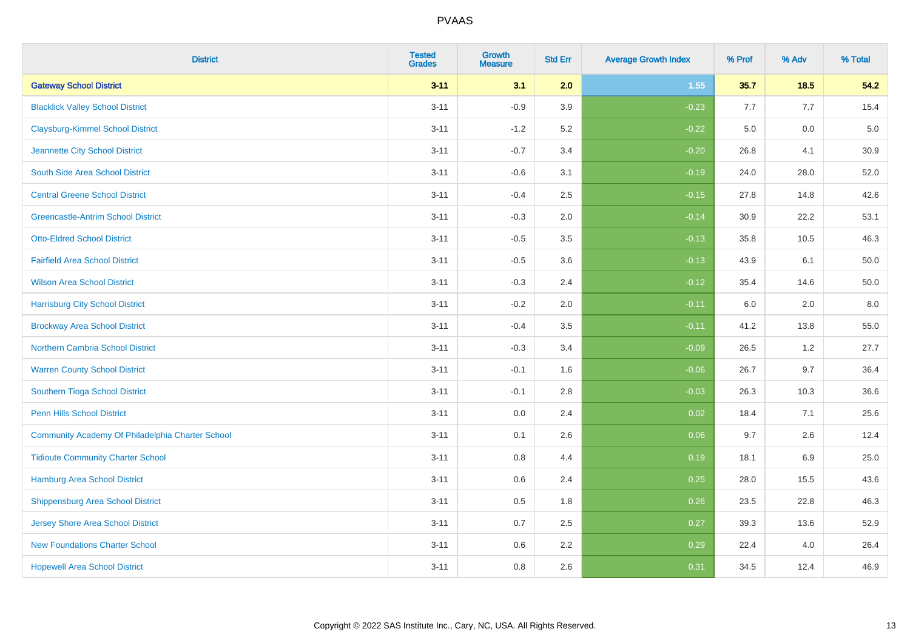| District | Tested Grades | Growth Measure | Std Err | Average Growth Index | % Prof | % Adv | % Total |
|---|---|---|---|---|---|---|---|
| **Gateway School District** | **3-11** | **3.1** | **2.0** | **1.55** | **35.7** | **18.5** | **54.2** |
| Blacklick Valley School District | 3-11 | -0.9 | 3.9 | -0.23 | 7.7 | 7.7 | 15.4 |
| Claysburg-Kimmel School District | 3-11 | -1.2 | 5.2 | -0.22 | 5.0 | 0.0 | 5.0 |
| Jeannette City School District | 3-11 | -0.7 | 3.4 | -0.20 | 26.8 | 4.1 | 30.9 |
| South Side Area School District | 3-11 | -0.6 | 3.1 | -0.19 | 24.0 | 28.0 | 52.0 |
| Central Greene School District | 3-11 | -0.4 | 2.5 | -0.15 | 27.8 | 14.8 | 42.6 |
| Greencastle-Antrim School District | 3-11 | -0.3 | 2.0 | -0.14 | 30.9 | 22.2 | 53.1 |
| Otto-Eldred School District | 3-11 | -0.5 | 3.5 | -0.13 | 35.8 | 10.5 | 46.3 |
| Fairfield Area School District | 3-11 | -0.5 | 3.6 | -0.13 | 43.9 | 6.1 | 50.0 |
| Wilson Area School District | 3-11 | -0.3 | 2.4 | -0.12 | 35.4 | 14.6 | 50.0 |
| Harrisburg City School District | 3-11 | -0.2 | 2.0 | -0.11 | 6.0 | 2.0 | 8.0 |
| Brockway Area School District | 3-11 | -0.4 | 3.5 | -0.11 | 41.2 | 13.8 | 55.0 |
| Northern Cambria School District | 3-11 | -0.3 | 3.4 | -0.09 | 26.5 | 1.2 | 27.7 |
| Warren County School District | 3-11 | -0.1 | 1.6 | -0.06 | 26.7 | 9.7 | 36.4 |
| Southern Tioga School District | 3-11 | -0.1 | 2.8 | -0.03 | 26.3 | 10.3 | 36.6 |
| Penn Hills School District | 3-11 | 0.0 | 2.4 | 0.02 | 18.4 | 7.1 | 25.6 |
| Community Academy Of Philadelphia Charter School | 3-11 | 0.1 | 2.6 | 0.06 | 9.7 | 2.6 | 12.4 |
| Tidioute Community Charter School | 3-11 | 0.8 | 4.4 | 0.19 | 18.1 | 6.9 | 25.0 |
| Hamburg Area School District | 3-11 | 0.6 | 2.4 | 0.25 | 28.0 | 15.5 | 43.6 |
| Shippensburg Area School District | 3-11 | 0.5 | 1.8 | 0.26 | 23.5 | 22.8 | 46.3 |
| Jersey Shore Area School District | 3-11 | 0.7 | 2.5 | 0.27 | 39.3 | 13.6 | 52.9 |
| New Foundations Charter School | 3-11 | 0.6 | 2.2 | 0.29 | 22.4 | 4.0 | 26.4 |
| Hopewell Area School District | 3-11 | 0.8 | 2.6 | 0.31 | 34.5 | 12.4 | 46.9 |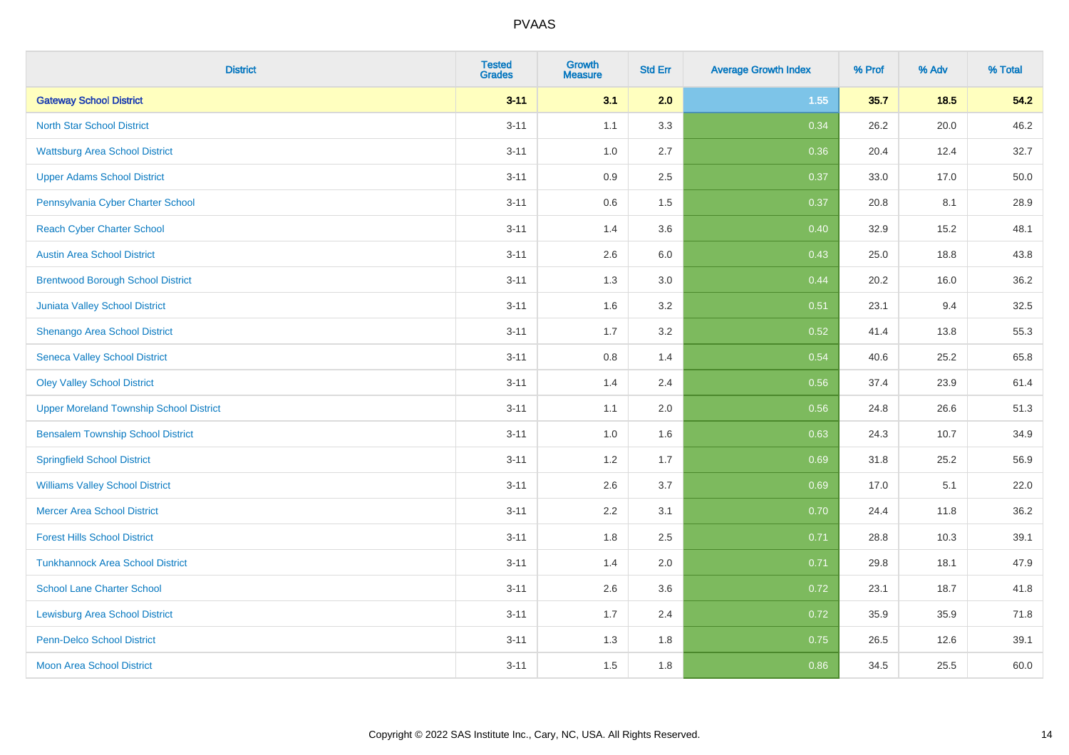PVAAS

| District | Tested Grades | Growth Measure | Std Err | Average Growth Index | % Prof | % Adv | % Total |
|---|---|---|---|---|---|---|---|
| **Gateway School District** | **3-11** | **3.1** | **2.0** | **1.55** | **35.7** | **18.5** | **54.2** |
| North Star School District | 3-11 | 1.1 | 3.3 | 0.34 | 26.2 | 20.0 | 46.2 |
| Wattsburg Area School District | 3-11 | 1.0 | 2.7 | 0.36 | 20.4 | 12.4 | 32.7 |
| Upper Adams School District | 3-11 | 0.9 | 2.5 | 0.37 | 33.0 | 17.0 | 50.0 |
| Pennsylvania Cyber Charter School | 3-11 | 0.6 | 1.5 | 0.37 | 20.8 | 8.1 | 28.9 |
| Reach Cyber Charter School | 3-11 | 1.4 | 3.6 | 0.40 | 32.9 | 15.2 | 48.1 |
| Austin Area School District | 3-11 | 2.6 | 6.0 | 0.43 | 25.0 | 18.8 | 43.8 |
| Brentwood Borough School District | 3-11 | 1.3 | 3.0 | 0.44 | 20.2 | 16.0 | 36.2 |
| Juniata Valley School District | 3-11 | 1.6 | 3.2 | 0.51 | 23.1 | 9.4 | 32.5 |
| Shenango Area School District | 3-11 | 1.7 | 3.2 | 0.52 | 41.4 | 13.8 | 55.3 |
| Seneca Valley School District | 3-11 | 0.8 | 1.4 | 0.54 | 40.6 | 25.2 | 65.8 |
| Oley Valley School District | 3-11 | 1.4 | 2.4 | 0.56 | 37.4 | 23.9 | 61.4 |
| Upper Moreland Township School District | 3-11 | 1.1 | 2.0 | 0.56 | 24.8 | 26.6 | 51.3 |
| Bensalem Township School District | 3-11 | 1.0 | 1.6 | 0.63 | 24.3 | 10.7 | 34.9 |
| Springfield School District | 3-11 | 1.2 | 1.7 | 0.69 | 31.8 | 25.2 | 56.9 |
| Williams Valley School District | 3-11 | 2.6 | 3.7 | 0.69 | 17.0 | 5.1 | 22.0 |
| Mercer Area School District | 3-11 | 2.2 | 3.1 | 0.70 | 24.4 | 11.8 | 36.2 |
| Forest Hills School District | 3-11 | 1.8 | 2.5 | 0.71 | 28.8 | 10.3 | 39.1 |
| Tunkhannock Area School District | 3-11 | 1.4 | 2.0 | 0.71 | 29.8 | 18.1 | 47.9 |
| School Lane Charter School | 3-11 | 2.6 | 3.6 | 0.72 | 23.1 | 18.7 | 41.8 |
| Lewisburg Area School District | 3-11 | 1.7 | 2.4 | 0.72 | 35.9 | 35.9 | 71.8 |
| Penn-Delco School District | 3-11 | 1.3 | 1.8 | 0.75 | 26.5 | 12.6 | 39.1 |
| Moon Area School District | 3-11 | 1.5 | 1.8 | 0.86 | 34.5 | 25.5 | 60.0 |

Copyright © 2022 SAS Institute Inc., Cary, NC, USA. All Rights Reserved.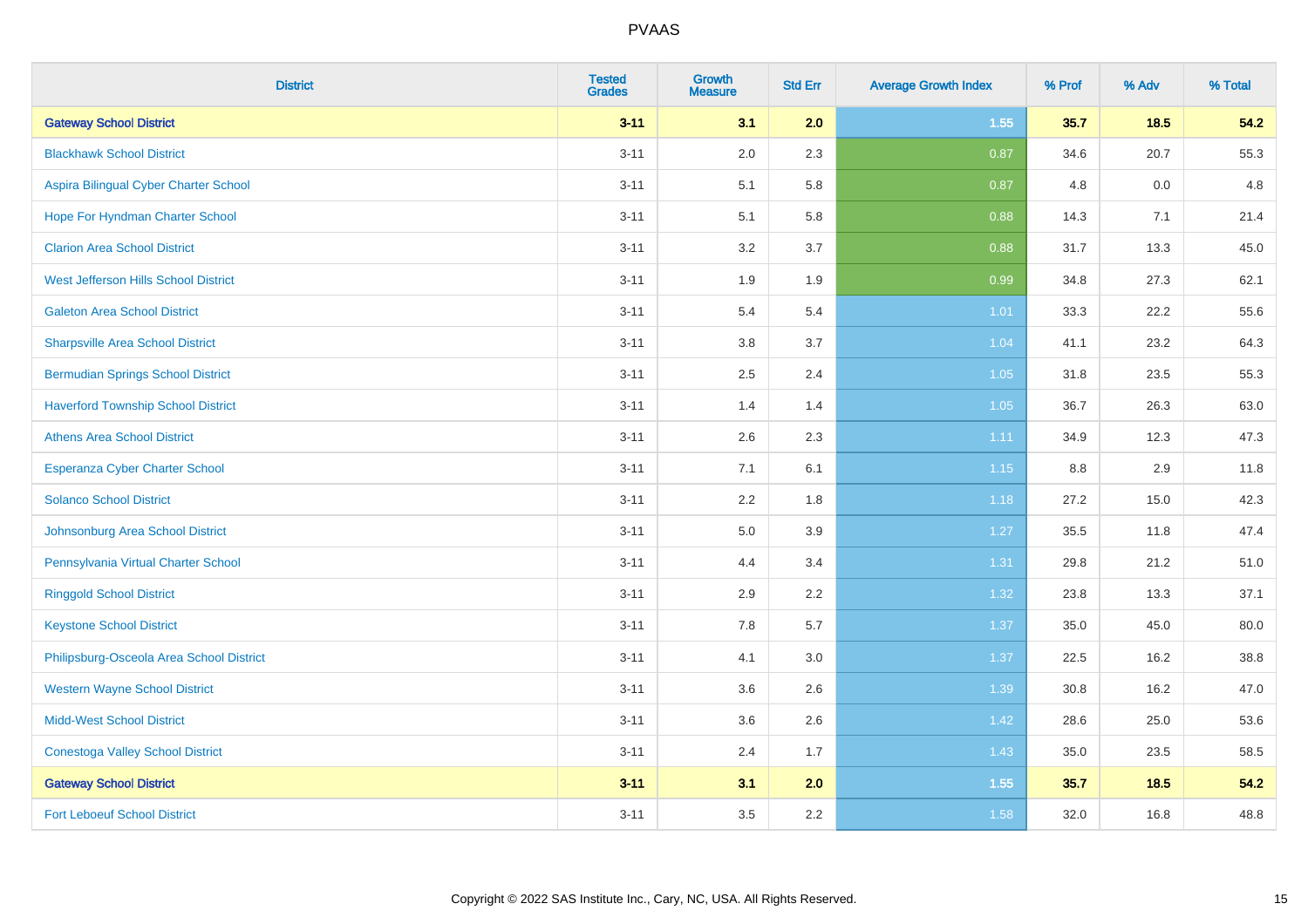# PVAAS

| District | Tested Grades | Growth Measure | Std Err | Average Growth Index | % Prof | % Adv | % Total |
|---|---|---|---|---|---|---|---|
| **Gateway School District** | **3-11** | **3.1** | **2.0** | **1.55** | **35.7** | **18.5** | **54.2** |
| Blackhawk School District | 3-11 | 2.0 | 2.3 | 0.87 | 34.6 | 20.7 | 55.3 |
| Aspira Bilingual Cyber Charter School | 3-11 | 5.1 | 5.8 | 0.87 | 4.8 | 0.0 | 4.8 |
| Hope For Hyndman Charter School | 3-11 | 5.1 | 5.8 | 0.88 | 14.3 | 7.1 | 21.4 |
| Clarion Area School District | 3-11 | 3.2 | 3.7 | 0.88 | 31.7 | 13.3 | 45.0 |
| West Jefferson Hills School District | 3-11 | 1.9 | 1.9 | 0.99 | 34.8 | 27.3 | 62.1 |
| Galeton Area School District | 3-11 | 5.4 | 5.4 | 1.01 | 33.3 | 22.2 | 55.6 |
| Sharpsville Area School District | 3-11 | 3.8 | 3.7 | 1.04 | 41.1 | 23.2 | 64.3 |
| Bermudian Springs School District | 3-11 | 2.5 | 2.4 | 1.05 | 31.8 | 23.5 | 55.3 |
| Haverford Township School District | 3-11 | 1.4 | 1.4 | 1.05 | 36.7 | 26.3 | 63.0 |
| Athens Area School District | 3-11 | 2.6 | 2.3 | 1.11 | 34.9 | 12.3 | 47.3 |
| Esperanza Cyber Charter School | 3-11 | 7.1 | 6.1 | 1.15 | 8.8 | 2.9 | 11.8 |
| Solanco School District | 3-11 | 2.2 | 1.8 | 1.18 | 27.2 | 15.0 | 42.3 |
| Johnsonburg Area School District | 3-11 | 5.0 | 3.9 | 1.27 | 35.5 | 11.8 | 47.4 |
| Pennsylvania Virtual Charter School | 3-11 | 4.4 | 3.4 | 1.31 | 29.8 | 21.2 | 51.0 |
| Ringgold School District | 3-11 | 2.9 | 2.2 | 1.32 | 23.8 | 13.3 | 37.1 |
| Keystone School District | 3-11 | 7.8 | 5.7 | 1.37 | 35.0 | 45.0 | 80.0 |
| Philipsburg-Osceola Area School District | 3-11 | 4.1 | 3.0 | 1.37 | 22.5 | 16.2 | 38.8 |
| Western Wayne School District | 3-11 | 3.6 | 2.6 | 1.39 | 30.8 | 16.2 | 47.0 |
| Midd-West School District | 3-11 | 3.6 | 2.6 | 1.42 | 28.6 | 25.0 | 53.6 |
| Conestoga Valley School District | 3-11 | 2.4 | 1.7 | 1.43 | 35.0 | 23.5 | 58.5 |
| **Gateway School District** | **3-11** | **3.1** | **2.0** | **1.55** | **35.7** | **18.5** | **54.2** |
| Fort Leboeuf School District | 3-11 | 3.5 | 2.2 | 1.58 | 32.0 | 16.8 | 48.8 |

Copyright © 2022 SAS Institute Inc., Cary, NC, USA. All Rights Reserved.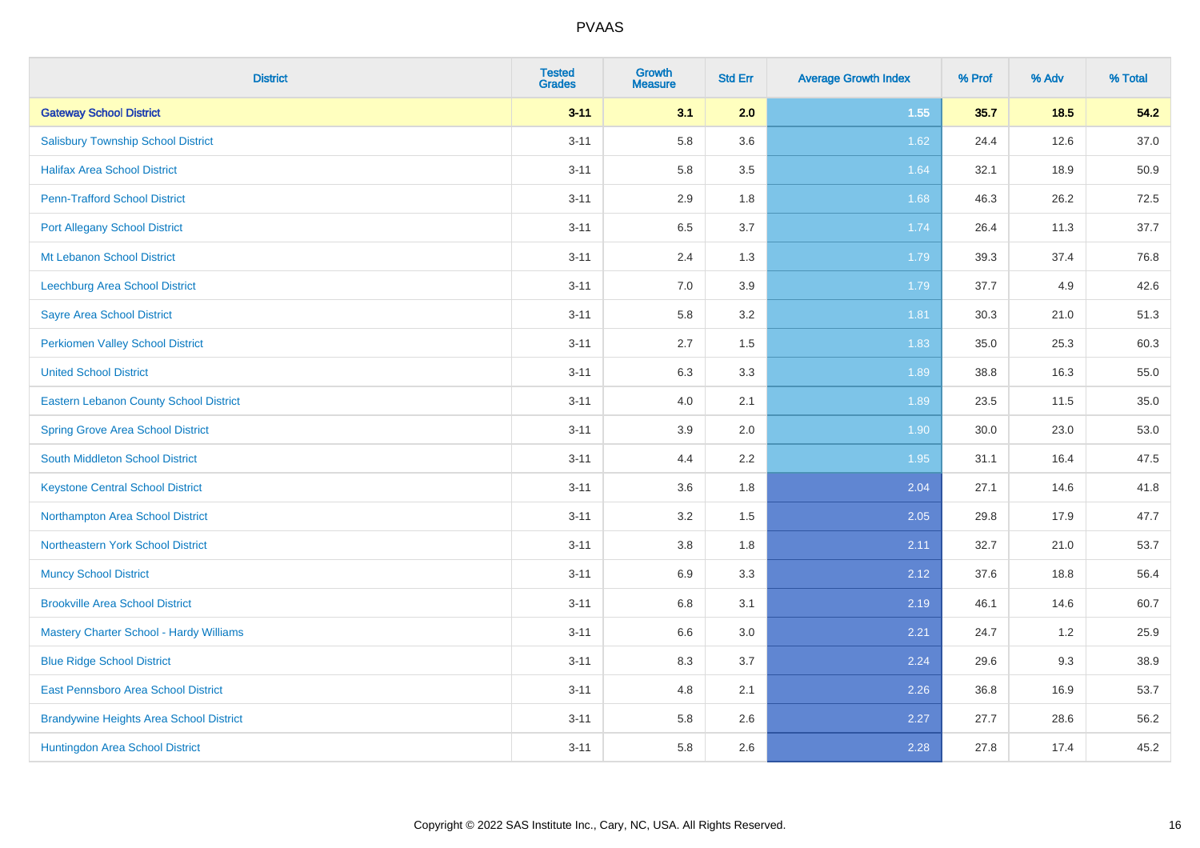# PVAAS

| District | Tested Grades | Growth Measure | Std Err | Average Growth Index | % Prof | % Adv | % Total |
|---|---|---|---|---|---|---|---|
| **Gateway School District** | **3-11** | **3.1** | **2.0** | **1.55** | **35.7** | **18.5** | **54.2** |
| Salisbury Township School District | 3-11 | 5.8 | 3.6 | 1.62 | 24.4 | 12.6 | 37.0 |
| Halifax Area School District | 3-11 | 5.8 | 3.5 | 1.64 | 32.1 | 18.9 | 50.9 |
| Penn-Trafford School District | 3-11 | 2.9 | 1.8 | 1.68 | 46.3 | 26.2 | 72.5 |
| Port Allegany School District | 3-11 | 6.5 | 3.7 | 1.74 | 26.4 | 11.3 | 37.7 |
| Mt Lebanon School District | 3-11 | 2.4 | 1.3 | 1.79 | 39.3 | 37.4 | 76.8 |
| Leechburg Area School District | 3-11 | 7.0 | 3.9 | 1.79 | 37.7 | 4.9 | 42.6 |
| Sayre Area School District | 3-11 | 5.8 | 3.2 | 1.81 | 30.3 | 21.0 | 51.3 |
| Perkiomen Valley School District | 3-11 | 2.7 | 1.5 | 1.83 | 35.0 | 25.3 | 60.3 |
| United School District | 3-11 | 6.3 | 3.3 | 1.89 | 38.8 | 16.3 | 55.0 |
| Eastern Lebanon County School District | 3-11 | 4.0 | 2.1 | 1.89 | 23.5 | 11.5 | 35.0 |
| Spring Grove Area School District | 3-11 | 3.9 | 2.0 | 1.90 | 30.0 | 23.0 | 53.0 |
| South Middleton School District | 3-11 | 4.4 | 2.2 | 1.95 | 31.1 | 16.4 | 47.5 |
| Keystone Central School District | 3-11 | 3.6 | 1.8 | 2.04 | 27.1 | 14.6 | 41.8 |
| Northampton Area School District | 3-11 | 3.2 | 1.5 | 2.05 | 29.8 | 17.9 | 47.7 |
| Northeastern York School District | 3-11 | 3.8 | 1.8 | 2.11 | 32.7 | 21.0 | 53.7 |
| Muncy School District | 3-11 | 6.9 | 3.3 | 2.12 | 37.6 | 18.8 | 56.4 |
| Brookville Area School District | 3-11 | 6.8 | 3.1 | 2.19 | 46.1 | 14.6 | 60.7 |
| Mastery Charter School - Hardy Williams | 3-11 | 6.6 | 3.0 | 2.21 | 24.7 | 1.2 | 25.9 |
| Blue Ridge School District | 3-11 | 8.3 | 3.7 | 2.24 | 29.6 | 9.3 | 38.9 |
| East Pennsboro Area School District | 3-11 | 4.8 | 2.1 | 2.26 | 36.8 | 16.9 | 53.7 |
| Brandywine Heights Area School District | 3-11 | 5.8 | 2.6 | 2.27 | 27.7 | 28.6 | 56.2 |
| Huntingdon Area School District | 3-11 | 5.8 | 2.6 | 2.28 | 27.8 | 17.4 | 45.2 |

Copyright © 2022 SAS Institute Inc., Cary, NC, USA. All Rights Reserved.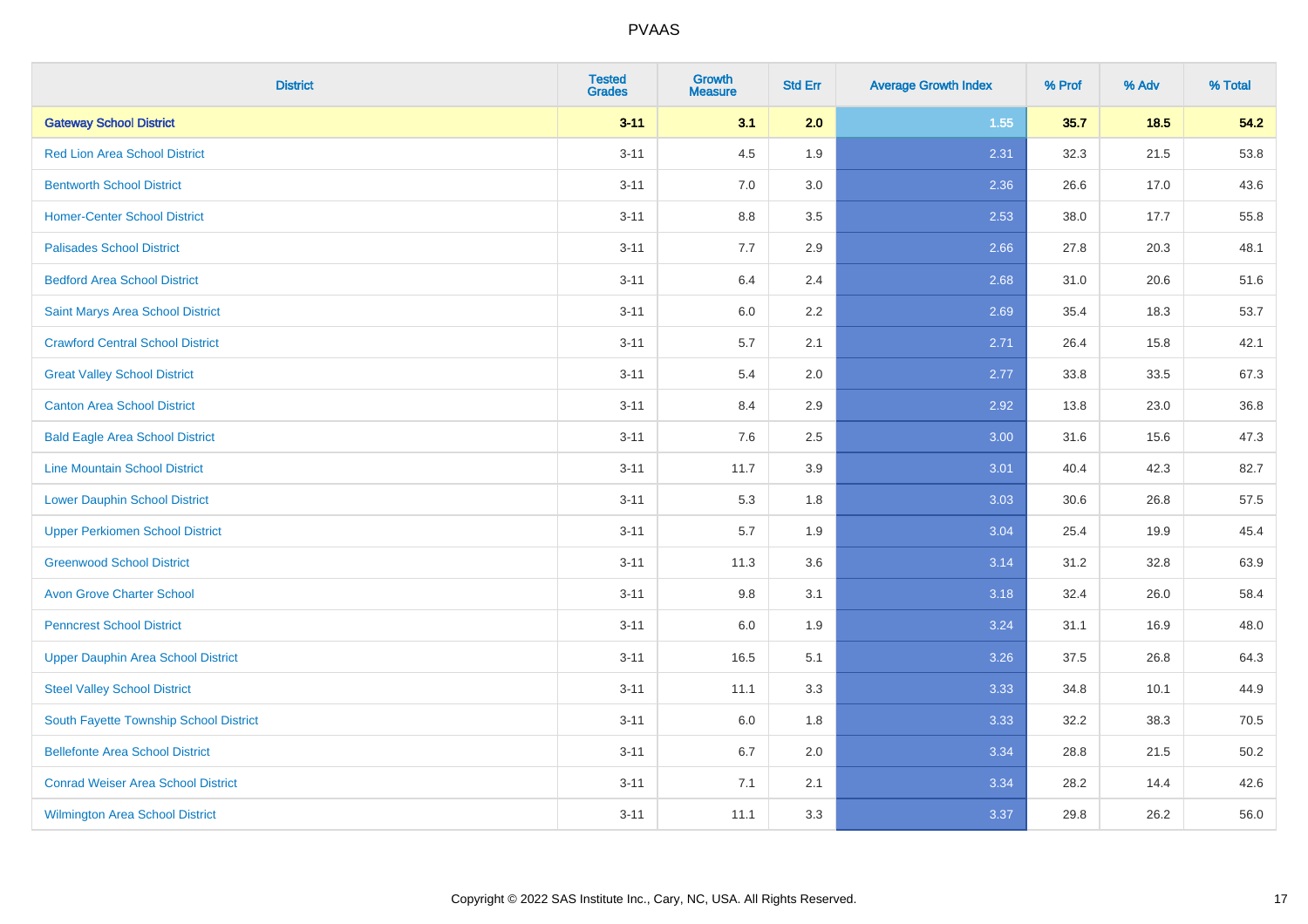# PVAAS

| District | Tested Grades | Growth Measure | Std Err | Average Growth Index | % Prof | % Adv | % Total |
|---|---|---|---|---|---|---|---|
| **Gateway School District** | **3-11** | **3.1** | **2.0** | **1.55** | **35.7** | **18.5** | **54.2** |
| Red Lion Area School District | 3-11 | 4.5 | 1.9 | 2.31 | 32.3 | 21.5 | 53.8 |
| Bentworth School District | 3-11 | 7.0 | 3.0 | 2.36 | 26.6 | 17.0 | 43.6 |
| Homer-Center School District | 3-11 | 8.8 | 3.5 | 2.53 | 38.0 | 17.7 | 55.8 |
| Palisades School District | 3-11 | 7.7 | 2.9 | 2.66 | 27.8 | 20.3 | 48.1 |
| Bedford Area School District | 3-11 | 6.4 | 2.4 | 2.68 | 31.0 | 20.6 | 51.6 |
| Saint Marys Area School District | 3-11 | 6.0 | 2.2 | 2.69 | 35.4 | 18.3 | 53.7 |
| Crawford Central School District | 3-11 | 5.7 | 2.1 | 2.71 | 26.4 | 15.8 | 42.1 |
| Great Valley School District | 3-11 | 5.4 | 2.0 | 2.77 | 33.8 | 33.5 | 67.3 |
| Canton Area School District | 3-11 | 8.4 | 2.9 | 2.92 | 13.8 | 23.0 | 36.8 |
| Bald Eagle Area School District | 3-11 | 7.6 | 2.5 | 3.00 | 31.6 | 15.6 | 47.3 |
| Line Mountain School District | 3-11 | 11.7 | 3.9 | 3.01 | 40.4 | 42.3 | 82.7 |
| Lower Dauphin School District | 3-11 | 5.3 | 1.8 | 3.03 | 30.6 | 26.8 | 57.5 |
| Upper Perkiomen School District | 3-11 | 5.7 | 1.9 | 3.04 | 25.4 | 19.9 | 45.4 |
| Greenwood School District | 3-11 | 11.3 | 3.6 | 3.14 | 31.2 | 32.8 | 63.9 |
| Avon Grove Charter School | 3-11 | 9.8 | 3.1 | 3.18 | 32.4 | 26.0 | 58.4 |
| Penncrest School District | 3-11 | 6.0 | 1.9 | 3.24 | 31.1 | 16.9 | 48.0 |
| Upper Dauphin Area School District | 3-11 | 16.5 | 5.1 | 3.26 | 37.5 | 26.8 | 64.3 |
| Steel Valley School District | 3-11 | 11.1 | 3.3 | 3.33 | 34.8 | 10.1 | 44.9 |
| South Fayette Township School District | 3-11 | 6.0 | 1.8 | 3.33 | 32.2 | 38.3 | 70.5 |
| Bellefonte Area School District | 3-11 | 6.7 | 2.0 | 3.34 | 28.8 | 21.5 | 50.2 |
| Conrad Weiser Area School District | 3-11 | 7.1 | 2.1 | 3.34 | 28.2 | 14.4 | 42.6 |
| Wilmington Area School District | 3-11 | 11.1 | 3.3 | 3.37 | 29.8 | 26.2 | 56.0 |

Copyright © 2022 SAS Institute Inc., Cary, NC, USA. All Rights Reserved.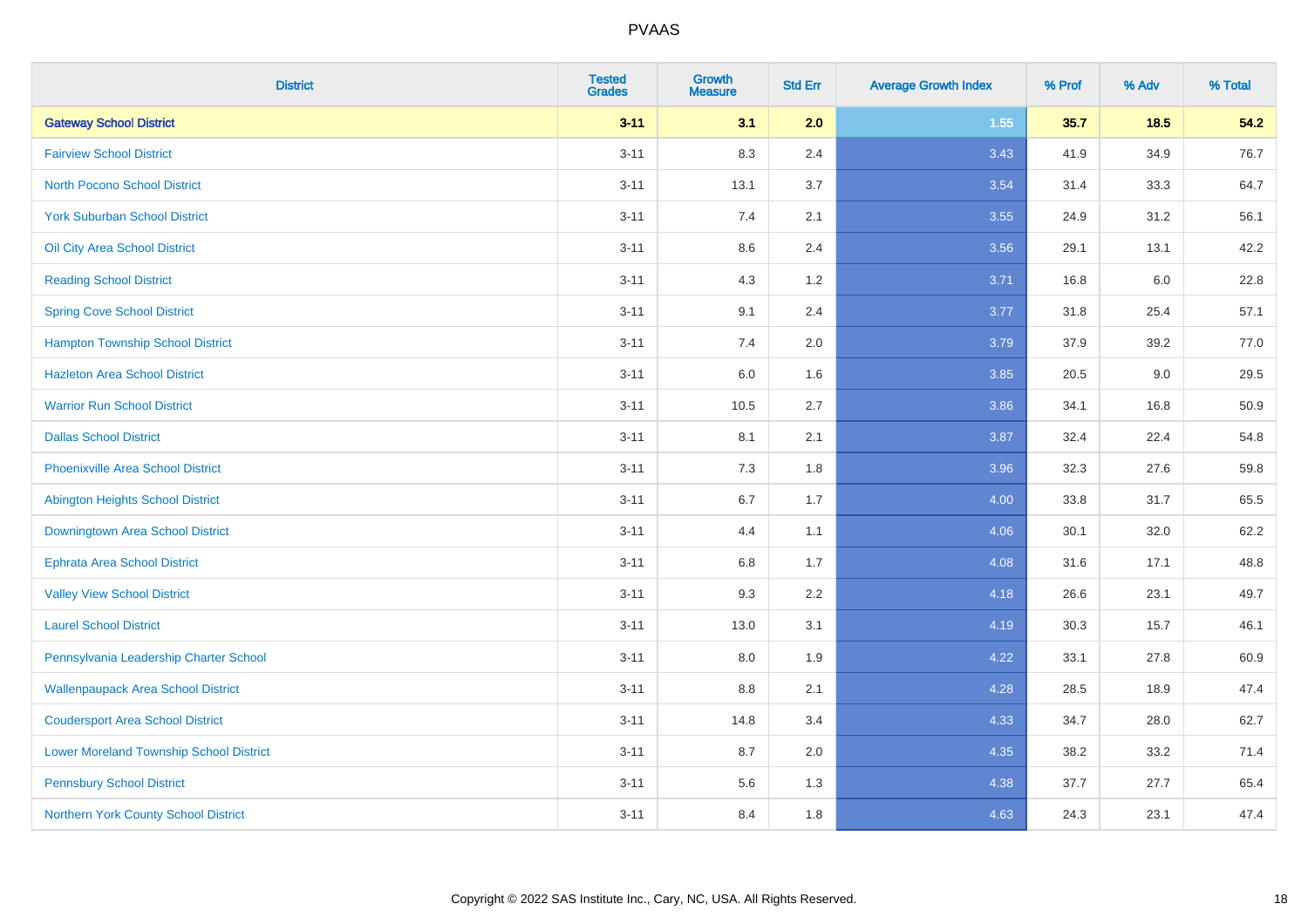# PVAAS

| District | Tested Grades | Growth Measure | Std Err | Average Growth Index | % Prof | % Adv | % Total |
|---|---|---|---|---|---|---|---|
| **Gateway School District** | **3-11** | **3.1** | **2.0** | **1.55** | **35.7** | **18.5** | **54.2** |
| Fairview School District | 3-11 | 8.3 | 2.4 | 3.43 | 41.9 | 34.9 | 76.7 |
| North Pocono School District | 3-11 | 13.1 | 3.7 | 3.54 | 31.4 | 33.3 | 64.7 |
| York Suburban School District | 3-11 | 7.4 | 2.1 | 3.55 | 24.9 | 31.2 | 56.1 |
| Oil City Area School District | 3-11 | 8.6 | 2.4 | 3.56 | 29.1 | 13.1 | 42.2 |
| Reading School District | 3-11 | 4.3 | 1.2 | 3.71 | 16.8 | 6.0 | 22.8 |
| Spring Cove School District | 3-11 | 9.1 | 2.4 | 3.77 | 31.8 | 25.4 | 57.1 |
| Hampton Township School District | 3-11 | 7.4 | 2.0 | 3.79 | 37.9 | 39.2 | 77.0 |
| Hazleton Area School District | 3-11 | 6.0 | 1.6 | 3.85 | 20.5 | 9.0 | 29.5 |
| Warrior Run School District | 3-11 | 10.5 | 2.7 | 3.86 | 34.1 | 16.8 | 50.9 |
| Dallas School District | 3-11 | 8.1 | 2.1 | 3.87 | 32.4 | 22.4 | 54.8 |
| Phoenixville Area School District | 3-11 | 7.3 | 1.8 | 3.96 | 32.3 | 27.6 | 59.8 |
| Abington Heights School District | 3-11 | 6.7 | 1.7 | 4.00 | 33.8 | 31.7 | 65.5 |
| Downingtown Area School District | 3-11 | 4.4 | 1.1 | 4.06 | 30.1 | 32.0 | 62.2 |
| Ephrata Area School District | 3-11 | 6.8 | 1.7 | 4.08 | 31.6 | 17.1 | 48.8 |
| Valley View School District | 3-11 | 9.3 | 2.2 | 4.18 | 26.6 | 23.1 | 49.7 |
| Laurel School District | 3-11 | 13.0 | 3.1 | 4.19 | 30.3 | 15.7 | 46.1 |
| Pennsylvania Leadership Charter School | 3-11 | 8.0 | 1.9 | 4.22 | 33.1 | 27.8 | 60.9 |
| Wallenpaupack Area School District | 3-11 | 8.8 | 2.1 | 4.28 | 28.5 | 18.9 | 47.4 |
| Coudersport Area School District | 3-11 | 14.8 | 3.4 | 4.33 | 34.7 | 28.0 | 62.7 |
| Lower Moreland Township School District | 3-11 | 8.7 | 2.0 | 4.35 | 38.2 | 33.2 | 71.4 |
| Pennsbury School District | 3-11 | 5.6 | 1.3 | 4.38 | 37.7 | 27.7 | 65.4 |
| Northern York County School District | 3-11 | 8.4 | 1.8 | 4.63 | 24.3 | 23.1 | 47.4 |

Copyright © 2022 SAS Institute Inc., Cary, NC, USA. All Rights Reserved.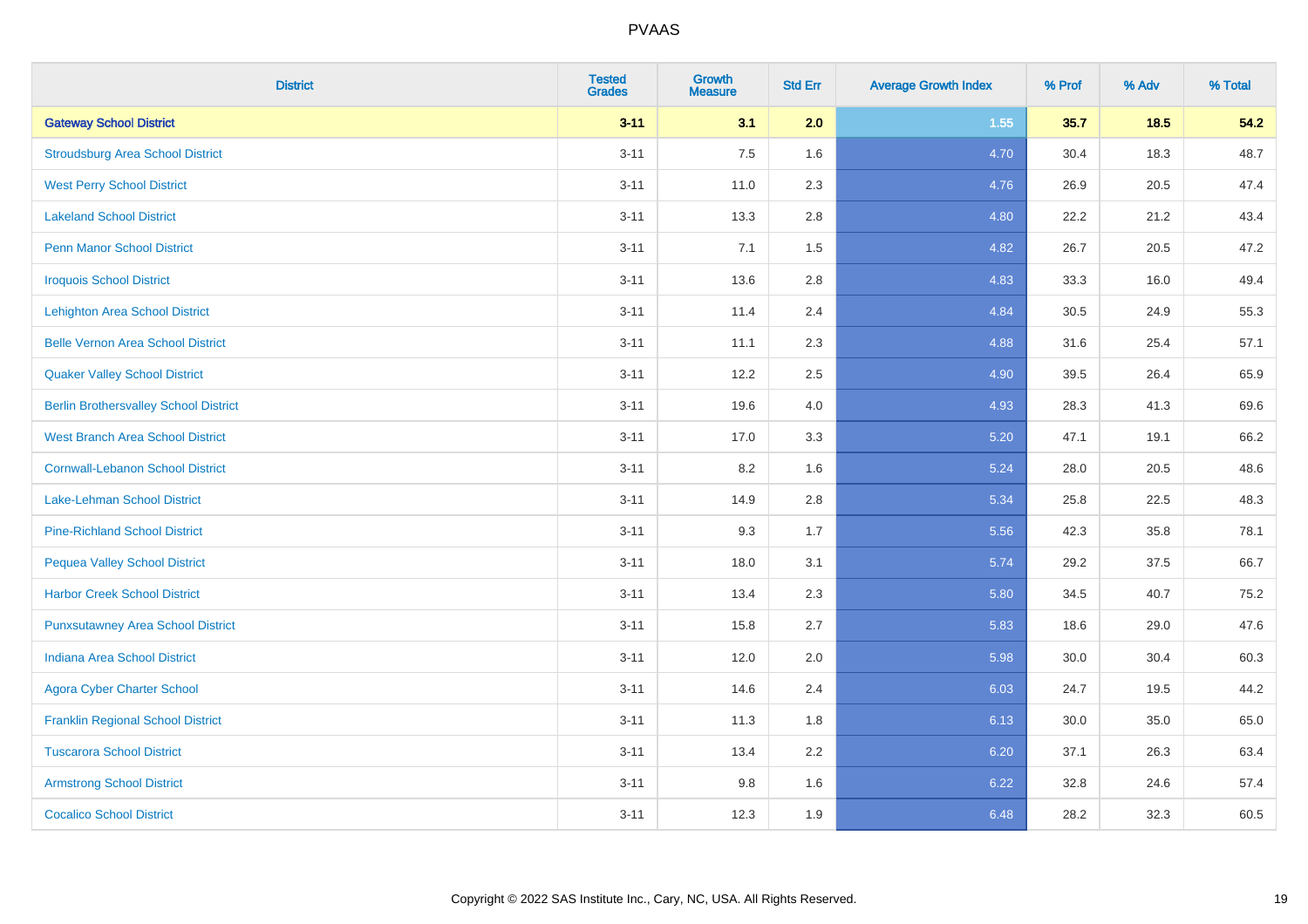PVAAS

| District | Tested Grades | Growth Measure | Std Err | Average Growth Index | % Prof | % Adv | % Total |
|---|---|---|---|---|---|---|---|
| **Gateway School District** | **3-11** | **3.1** | **2.0** | **1.55** | **35.7** | **18.5** | **54.2** |
| Stroudsburg Area School District | 3-11 | 7.5 | 1.6 | 4.70 | 30.4 | 18.3 | 48.7 |
| West Perry School District | 3-11 | 11.0 | 2.3 | 4.76 | 26.9 | 20.5 | 47.4 |
| Lakeland School District | 3-11 | 13.3 | 2.8 | 4.80 | 22.2 | 21.2 | 43.4 |
| Penn Manor School District | 3-11 | 7.1 | 1.5 | 4.82 | 26.7 | 20.5 | 47.2 |
| Iroquois School District | 3-11 | 13.6 | 2.8 | 4.83 | 33.3 | 16.0 | 49.4 |
| Lehighton Area School District | 3-11 | 11.4 | 2.4 | 4.84 | 30.5 | 24.9 | 55.3 |
| Belle Vernon Area School District | 3-11 | 11.1 | 2.3 | 4.88 | 31.6 | 25.4 | 57.1 |
| Quaker Valley School District | 3-11 | 12.2 | 2.5 | 4.90 | 39.5 | 26.4 | 65.9 |
| Berlin Brothersvalley School District | 3-11 | 19.6 | 4.0 | 4.93 | 28.3 | 41.3 | 69.6 |
| West Branch Area School District | 3-11 | 17.0 | 3.3 | 5.20 | 47.1 | 19.1 | 66.2 |
| Cornwall-Lebanon School District | 3-11 | 8.2 | 1.6 | 5.24 | 28.0 | 20.5 | 48.6 |
| Lake-Lehman School District | 3-11 | 14.9 | 2.8 | 5.34 | 25.8 | 22.5 | 48.3 |
| Pine-Richland School District | 3-11 | 9.3 | 1.7 | 5.56 | 42.3 | 35.8 | 78.1 |
| Pequea Valley School District | 3-11 | 18.0 | 3.1 | 5.74 | 29.2 | 37.5 | 66.7 |
| Harbor Creek School District | 3-11 | 13.4 | 2.3 | 5.80 | 34.5 | 40.7 | 75.2 |
| Punxsutawney Area School District | 3-11 | 15.8 | 2.7 | 5.83 | 18.6 | 29.0 | 47.6 |
| Indiana Area School District | 3-11 | 12.0 | 2.0 | 5.98 | 30.0 | 30.4 | 60.3 |
| Agora Cyber Charter School | 3-11 | 14.6 | 2.4 | 6.03 | 24.7 | 19.5 | 44.2 |
| Franklin Regional School District | 3-11 | 11.3 | 1.8 | 6.13 | 30.0 | 35.0 | 65.0 |
| Tuscarora School District | 3-11 | 13.4 | 2.2 | 6.20 | 37.1 | 26.3 | 63.4 |
| Armstrong School District | 3-11 | 9.8 | 1.6 | 6.22 | 32.8 | 24.6 | 57.4 |
| Cocalico School District | 3-11 | 12.3 | 1.9 | 6.48 | 28.2 | 32.3 | 60.5 |

Copyright © 2022 SAS Institute Inc., Cary, NC, USA. All Rights Reserved.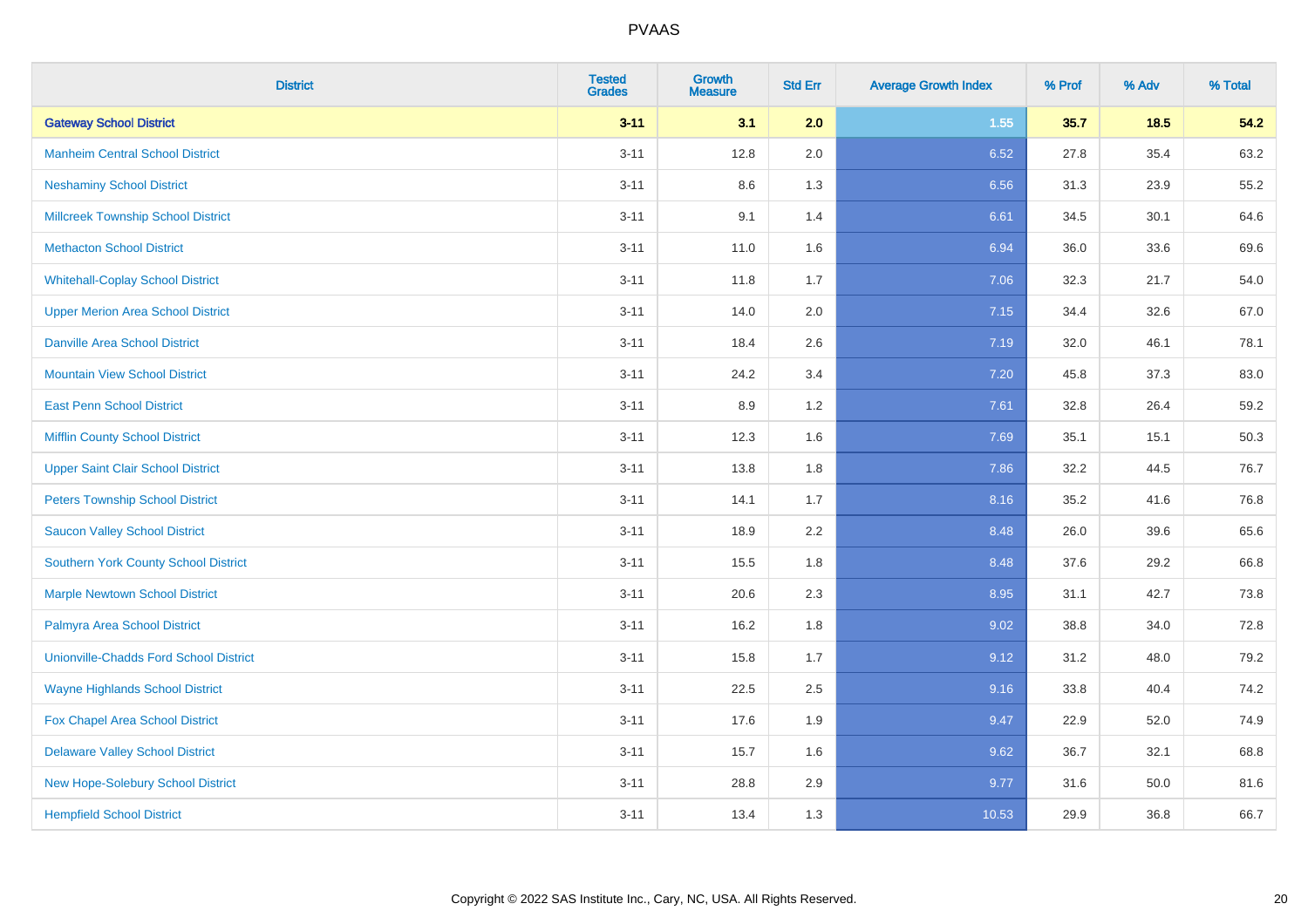# PVAAS

| District | Tested Grades | Growth Measure | Std Err | Average Growth Index | % Prof | % Adv | % Total |
|---|---|---|---|---|---|---|---|
| **Gateway School District** | **3-11** | **3.1** | **2.0** | **1.55** | **35.7** | **18.5** | **54.2** |
| Manheim Central School District | 3-11 | 12.8 | 2.0 | 6.52 | 27.8 | 35.4 | 63.2 |
| Neshaminy School District | 3-11 | 8.6 | 1.3 | 6.56 | 31.3 | 23.9 | 55.2 |
| Millcreek Township School District | 3-11 | 9.1 | 1.4 | 6.61 | 34.5 | 30.1 | 64.6 |
| Methacton School District | 3-11 | 11.0 | 1.6 | 6.94 | 36.0 | 33.6 | 69.6 |
| Whitehall-Coplay School District | 3-11 | 11.8 | 1.7 | 7.06 | 32.3 | 21.7 | 54.0 |
| Upper Merion Area School District | 3-11 | 14.0 | 2.0 | 7.15 | 34.4 | 32.6 | 67.0 |
| Danville Area School District | 3-11 | 18.4 | 2.6 | 7.19 | 32.0 | 46.1 | 78.1 |
| Mountain View School District | 3-11 | 24.2 | 3.4 | 7.20 | 45.8 | 37.3 | 83.0 |
| East Penn School District | 3-11 | 8.9 | 1.2 | 7.61 | 32.8 | 26.4 | 59.2 |
| Mifflin County School District | 3-11 | 12.3 | 1.6 | 7.69 | 35.1 | 15.1 | 50.3 |
| Upper Saint Clair School District | 3-11 | 13.8 | 1.8 | 7.86 | 32.2 | 44.5 | 76.7 |
| Peters Township School District | 3-11 | 14.1 | 1.7 | 8.16 | 35.2 | 41.6 | 76.8 |
| Saucon Valley School District | 3-11 | 18.9 | 2.2 | 8.48 | 26.0 | 39.6 | 65.6 |
| Southern York County School District | 3-11 | 15.5 | 1.8 | 8.48 | 37.6 | 29.2 | 66.8 |
| Marple Newtown School District | 3-11 | 20.6 | 2.3 | 8.95 | 31.1 | 42.7 | 73.8 |
| Palmyra Area School District | 3-11 | 16.2 | 1.8 | 9.02 | 38.8 | 34.0 | 72.8 |
| Unionville-Chadds Ford School District | 3-11 | 15.8 | 1.7 | 9.12 | 31.2 | 48.0 | 79.2 |
| Wayne Highlands School District | 3-11 | 22.5 | 2.5 | 9.16 | 33.8 | 40.4 | 74.2 |
| Fox Chapel Area School District | 3-11 | 17.6 | 1.9 | 9.47 | 22.9 | 52.0 | 74.9 |
| Delaware Valley School District | 3-11 | 15.7 | 1.6 | 9.62 | 36.7 | 32.1 | 68.8 |
| New Hope-Solebury School District | 3-11 | 28.8 | 2.9 | 9.77 | 31.6 | 50.0 | 81.6 |
| Hempfield School District | 3-11 | 13.4 | 1.3 | 10.53 | 29.9 | 36.8 | 66.7 |

Copyright © 2022 SAS Institute Inc., Cary, NC, USA. All Rights Reserved.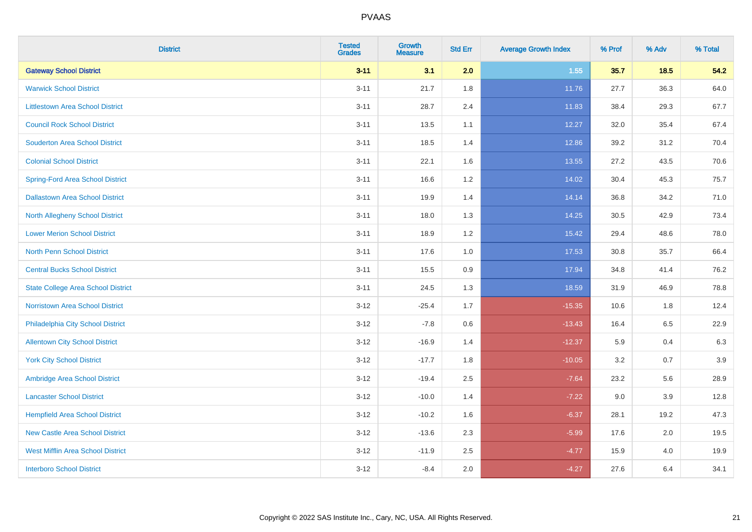| District | Tested Grades | Growth Measure | Std Err | Average Growth Index | % Prof | % Adv | % Total |
|---|---|---|---|---|---|---|---|
| **Gateway School District** | **3-11** | **3.1** | **2.0** | **1.55** | **35.7** | **18.5** | **54.2** |
| Warwick School District | 3-11 | 21.7 | 1.8 | 11.76 | 27.7 | 36.3 | 64.0 |
| Littlestown Area School District | 3-11 | 28.7 | 2.4 | 11.83 | 38.4 | 29.3 | 67.7 |
| Council Rock School District | 3-11 | 13.5 | 1.1 | 12.27 | 32.0 | 35.4 | 67.4 |
| Souderton Area School District | 3-11 | 18.5 | 1.4 | 12.86 | 39.2 | 31.2 | 70.4 |
| Colonial School District | 3-11 | 22.1 | 1.6 | 13.55 | 27.2 | 43.5 | 70.6 |
| Spring-Ford Area School District | 3-11 | 16.6 | 1.2 | 14.02 | 30.4 | 45.3 | 75.7 |
| Dallastown Area School District | 3-11 | 19.9 | 1.4 | 14.14 | 36.8 | 34.2 | 71.0 |
| North Allegheny School District | 3-11 | 18.0 | 1.3 | 14.25 | 30.5 | 42.9 | 73.4 |
| Lower Merion School District | 3-11 | 18.9 | 1.2 | 15.42 | 29.4 | 48.6 | 78.0 |
| North Penn School District | 3-11 | 17.6 | 1.0 | 17.53 | 30.8 | 35.7 | 66.4 |
| Central Bucks School District | 3-11 | 15.5 | 0.9 | 17.94 | 34.8 | 41.4 | 76.2 |
| State College Area School District | 3-11 | 24.5 | 1.3 | 18.59 | 31.9 | 46.9 | 78.8 |
| Norristown Area School District | 3-12 | -25.4 | 1.7 | -15.35 | 10.6 | 1.8 | 12.4 |
| Philadelphia City School District | 3-12 | -7.8 | 0.6 | -13.43 | 16.4 | 6.5 | 22.9 |
| Allentown City School District | 3-12 | -16.9 | 1.4 | -12.37 | 5.9 | 0.4 | 6.3 |
| York City School District | 3-12 | -17.7 | 1.8 | -10.05 | 3.2 | 0.7 | 3.9 |
| Ambridge Area School District | 3-12 | -19.4 | 2.5 | -7.64 | 23.2 | 5.6 | 28.9 |
| Lancaster School District | 3-12 | -10.0 | 1.4 | -7.22 | 9.0 | 3.9 | 12.8 |
| Hempfield Area School District | 3-12 | -10.2 | 1.6 | -6.37 | 28.1 | 19.2 | 47.3 |
| New Castle Area School District | 3-12 | -13.6 | 2.3 | -5.99 | 17.6 | 2.0 | 19.5 |
| West Mifflin Area School District | 3-12 | -11.9 | 2.5 | -4.77 | 15.9 | 4.0 | 19.9 |
| Interboro School District | 3-12 | -8.4 | 2.0 | -4.27 | 27.6 | 6.4 | 34.1 |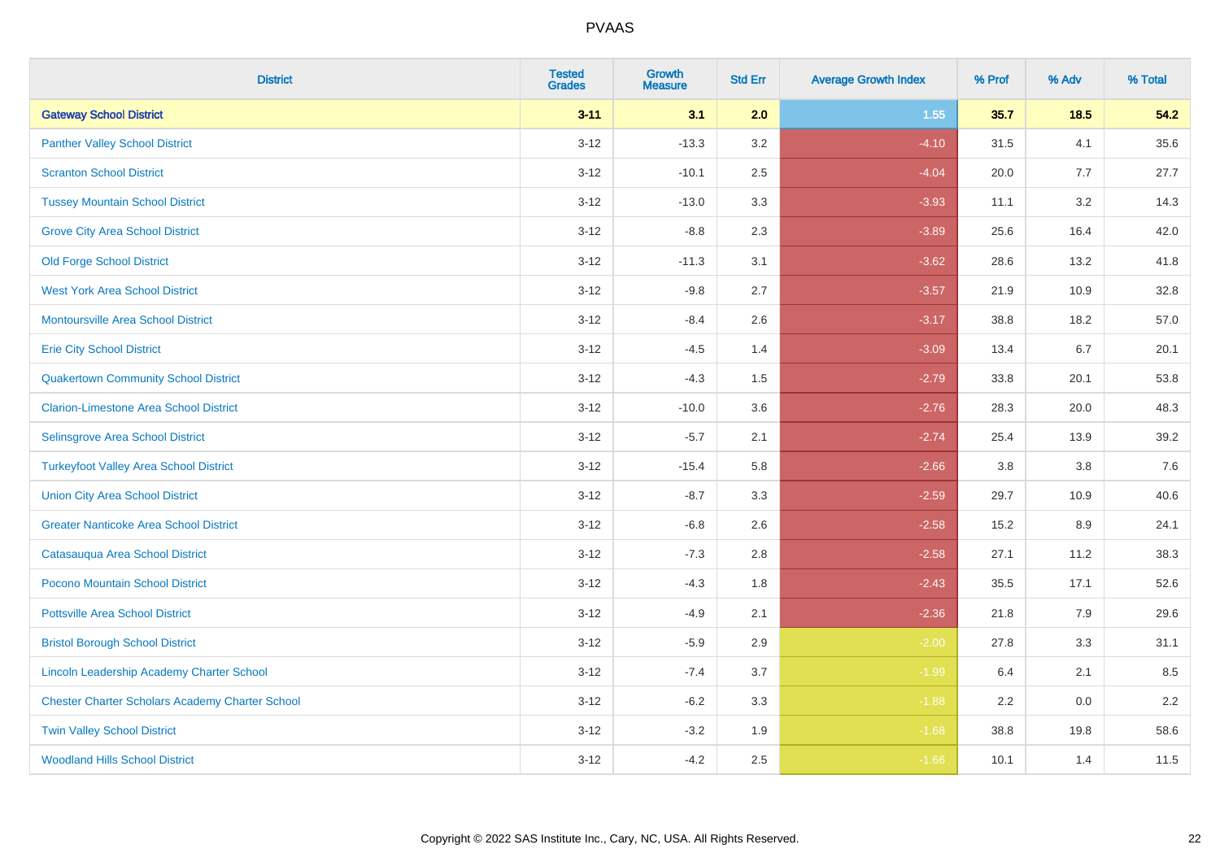# PVAAS

| District | Tested Grades | Growth Measure | Std Err | Average Growth Index | % Prof | % Adv | % Total |
|---|---|---|---|---|---|---|---|
| **Gateway School District** | **3-11** | **3.1** | **2.0** | **1.55** | **35.7** | **18.5** | **54.2** |
| Panther Valley School District | 3-12 | -13.3 | 3.2 | -4.10 | 31.5 | 4.1 | 35.6 |
| Scranton School District | 3-12 | -10.1 | 2.5 | -4.04 | 20.0 | 7.7 | 27.7 |
| Tussey Mountain School District | 3-12 | -13.0 | 3.3 | -3.93 | 11.1 | 3.2 | 14.3 |
| Grove City Area School District | 3-12 | -8.8 | 2.3 | -3.89 | 25.6 | 16.4 | 42.0 |
| Old Forge School District | 3-12 | -11.3 | 3.1 | -3.62 | 28.6 | 13.2 | 41.8 |
| West York Area School District | 3-12 | -9.8 | 2.7 | -3.57 | 21.9 | 10.9 | 32.8 |
| Montoursville Area School District | 3-12 | -8.4 | 2.6 | -3.17 | 38.8 | 18.2 | 57.0 |
| Erie City School District | 3-12 | -4.5 | 1.4 | -3.09 | 13.4 | 6.7 | 20.1 |
| Quakertown Community School District | 3-12 | -4.3 | 1.5 | -2.79 | 33.8 | 20.1 | 53.8 |
| Clarion-Limestone Area School District | 3-12 | -10.0 | 3.6 | -2.76 | 28.3 | 20.0 | 48.3 |
| Selinsgrove Area School District | 3-12 | -5.7 | 2.1 | -2.74 | 25.4 | 13.9 | 39.2 |
| Turkeyfoot Valley Area School District | 3-12 | -15.4 | 5.8 | -2.66 | 3.8 | 3.8 | 7.6 |
| Union City Area School District | 3-12 | -8.7 | 3.3 | -2.59 | 29.7 | 10.9 | 40.6 |
| Greater Nanticoke Area School District | 3-12 | -6.8 | 2.6 | -2.58 | 15.2 | 8.9 | 24.1 |
| Catasauqua Area School District | 3-12 | -7.3 | 2.8 | -2.58 | 27.1 | 11.2 | 38.3 |
| Pocono Mountain School District | 3-12 | -4.3 | 1.8 | -2.43 | 35.5 | 17.1 | 52.6 |
| Pottsville Area School District | 3-12 | -4.9 | 2.1 | -2.36 | 21.8 | 7.9 | 29.6 |
| Bristol Borough School District | 3-12 | -5.9 | 2.9 | -2.00 | 27.8 | 3.3 | 31.1 |
| Lincoln Leadership Academy Charter School | 3-12 | -7.4 | 3.7 | -1.99 | 6.4 | 2.1 | 8.5 |
| Chester Charter Scholars Academy Charter School | 3-12 | -6.2 | 3.3 | -1.88 | 2.2 | 0.0 | 2.2 |
| Twin Valley School District | 3-12 | -3.2 | 1.9 | -1.68 | 38.8 | 19.8 | 58.6 |
| Woodland Hills School District | 3-12 | -4.2 | 2.5 | -1.66 | 10.1 | 1.4 | 11.5 |

Copyright © 2022 SAS Institute Inc., Cary, NC, USA. All Rights Reserved.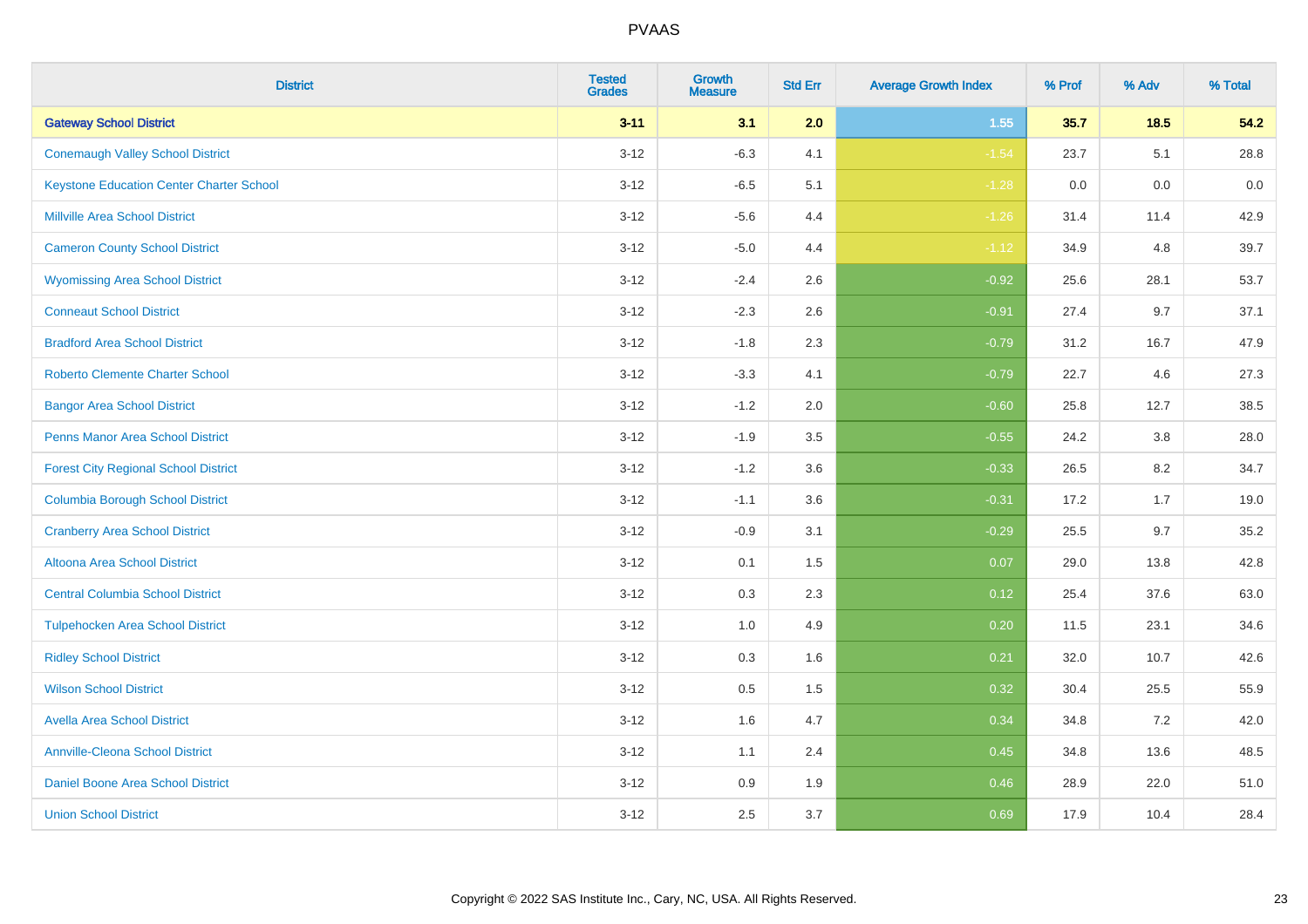| District | Tested Grades | Growth Measure | Std Err | Average Growth Index | % Prof | % Adv | % Total |
|---|---|---|---|---|---|---|---|
| **Gateway School District** | **3-11** | **3.1** | **2.0** | **1.55** | **35.7** | **18.5** | **54.2** |
| Conemaugh Valley School District | 3-12 | -6.3 | 4.1 | -1.54 | 23.7 | 5.1 | 28.8 |
| Keystone Education Center Charter School | 3-12 | -6.5 | 5.1 | -1.28 | 0.0 | 0.0 | 0.0 |
| Millville Area School District | 3-12 | -5.6 | 4.4 | -1.26 | 31.4 | 11.4 | 42.9 |
| Cameron County School District | 3-12 | -5.0 | 4.4 | -1.12 | 34.9 | 4.8 | 39.7 |
| Wyomissing Area School District | 3-12 | -2.4 | 2.6 | -0.92 | 25.6 | 28.1 | 53.7 |
| Conneaut School District | 3-12 | -2.3 | 2.6 | -0.91 | 27.4 | 9.7 | 37.1 |
| Bradford Area School District | 3-12 | -1.8 | 2.3 | -0.79 | 31.2 | 16.7 | 47.9 |
| Roberto Clemente Charter School | 3-12 | -3.3 | 4.1 | -0.79 | 22.7 | 4.6 | 27.3 |
| Bangor Area School District | 3-12 | -1.2 | 2.0 | -0.60 | 25.8 | 12.7 | 38.5 |
| Penns Manor Area School District | 3-12 | -1.9 | 3.5 | -0.55 | 24.2 | 3.8 | 28.0 |
| Forest City Regional School District | 3-12 | -1.2 | 3.6 | -0.33 | 26.5 | 8.2 | 34.7 |
| Columbia Borough School District | 3-12 | -1.1 | 3.6 | -0.31 | 17.2 | 1.7 | 19.0 |
| Cranberry Area School District | 3-12 | -0.9 | 3.1 | -0.29 | 25.5 | 9.7 | 35.2 |
| Altoona Area School District | 3-12 | 0.1 | 1.5 | 0.07 | 29.0 | 13.8 | 42.8 |
| Central Columbia School District | 3-12 | 0.3 | 2.3 | 0.12 | 25.4 | 37.6 | 63.0 |
| Tulpehocken Area School District | 3-12 | 1.0 | 4.9 | 0.20 | 11.5 | 23.1 | 34.6 |
| Ridley School District | 3-12 | 0.3 | 1.6 | 0.21 | 32.0 | 10.7 | 42.6 |
| Wilson School District | 3-12 | 0.5 | 1.5 | 0.32 | 30.4 | 25.5 | 55.9 |
| Avella Area School District | 3-12 | 1.6 | 4.7 | 0.34 | 34.8 | 7.2 | 42.0 |
| Annville-Cleona School District | 3-12 | 1.1 | 2.4 | 0.45 | 34.8 | 13.6 | 48.5 |
| Daniel Boone Area School District | 3-12 | 0.9 | 1.9 | 0.46 | 28.9 | 22.0 | 51.0 |
| Union School District | 3-12 | 2.5 | 3.7 | 0.69 | 17.9 | 10.4 | 28.4 |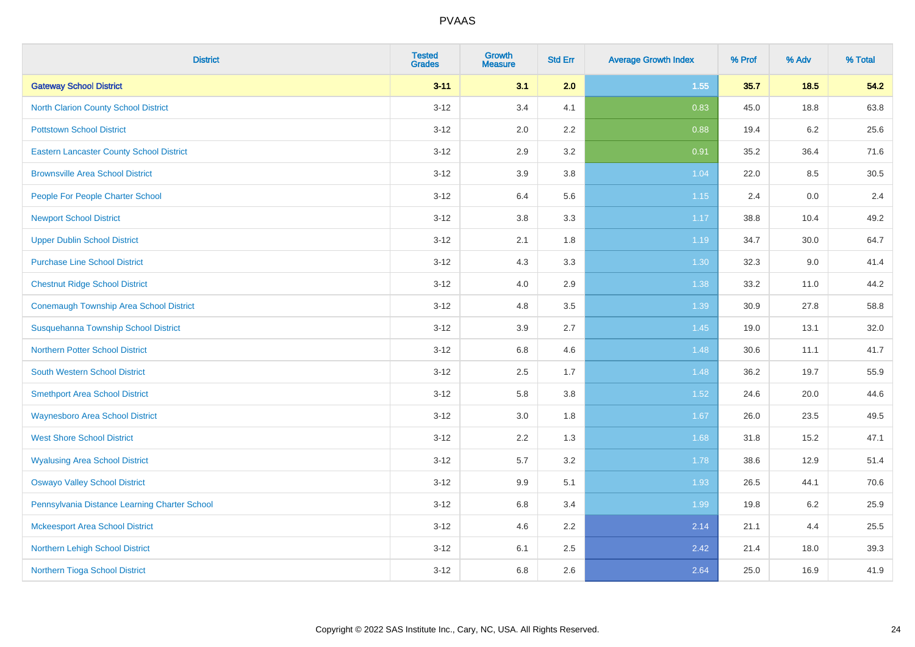| District | Tested Grades | Growth Measure | Std Err | Average Growth Index | % Prof | % Adv | % Total |
|---|---|---|---|---|---|---|---|
| **Gateway School District** | **3-11** | **3.1** | **2.0** | **1.55** | **35.7** | **18.5** | **54.2** |
| North Clarion County School District | 3-12 | 3.4 | 4.1 | 0.83 | 45.0 | 18.8 | 63.8 |
| Pottstown School District | 3-12 | 2.0 | 2.2 | 0.88 | 19.4 | 6.2 | 25.6 |
| Eastern Lancaster County School District | 3-12 | 2.9 | 3.2 | 0.91 | 35.2 | 36.4 | 71.6 |
| Brownsville Area School District | 3-12 | 3.9 | 3.8 | 1.04 | 22.0 | 8.5 | 30.5 |
| People For People Charter School | 3-12 | 6.4 | 5.6 | 1.15 | 2.4 | 0.0 | 2.4 |
| Newport School District | 3-12 | 3.8 | 3.3 | 1.17 | 38.8 | 10.4 | 49.2 |
| Upper Dublin School District | 3-12 | 2.1 | 1.8 | 1.19 | 34.7 | 30.0 | 64.7 |
| Purchase Line School District | 3-12 | 4.3 | 3.3 | 1.30 | 32.3 | 9.0 | 41.4 |
| Chestnut Ridge School District | 3-12 | 4.0 | 2.9 | 1.38 | 33.2 | 11.0 | 44.2 |
| Conemaugh Township Area School District | 3-12 | 4.8 | 3.5 | 1.39 | 30.9 | 27.8 | 58.8 |
| Susquehanna Township School District | 3-12 | 3.9 | 2.7 | 1.45 | 19.0 | 13.1 | 32.0 |
| Northern Potter School District | 3-12 | 6.8 | 4.6 | 1.48 | 30.6 | 11.1 | 41.7 |
| South Western School District | 3-12 | 2.5 | 1.7 | 1.48 | 36.2 | 19.7 | 55.9 |
| Smethport Area School District | 3-12 | 5.8 | 3.8 | 1.52 | 24.6 | 20.0 | 44.6 |
| Waynesboro Area School District | 3-12 | 3.0 | 1.8 | 1.67 | 26.0 | 23.5 | 49.5 |
| West Shore School District | 3-12 | 2.2 | 1.3 | 1.68 | 31.8 | 15.2 | 47.1 |
| Wyalusing Area School District | 3-12 | 5.7 | 3.2 | 1.78 | 38.6 | 12.9 | 51.4 |
| Oswayo Valley School District | 3-12 | 9.9 | 5.1 | 1.93 | 26.5 | 44.1 | 70.6 |
| Pennsylvania Distance Learning Charter School | 3-12 | 6.8 | 3.4 | 1.99 | 19.8 | 6.2 | 25.9 |
| Mckeesport Area School District | 3-12 | 4.6 | 2.2 | 2.14 | 21.1 | 4.4 | 25.5 |
| Northern Lehigh School District | 3-12 | 6.1 | 2.5 | 2.42 | 21.4 | 18.0 | 39.3 |
| Northern Tioga School District | 3-12 | 6.8 | 2.6 | 2.64 | 25.0 | 16.9 | 41.9 |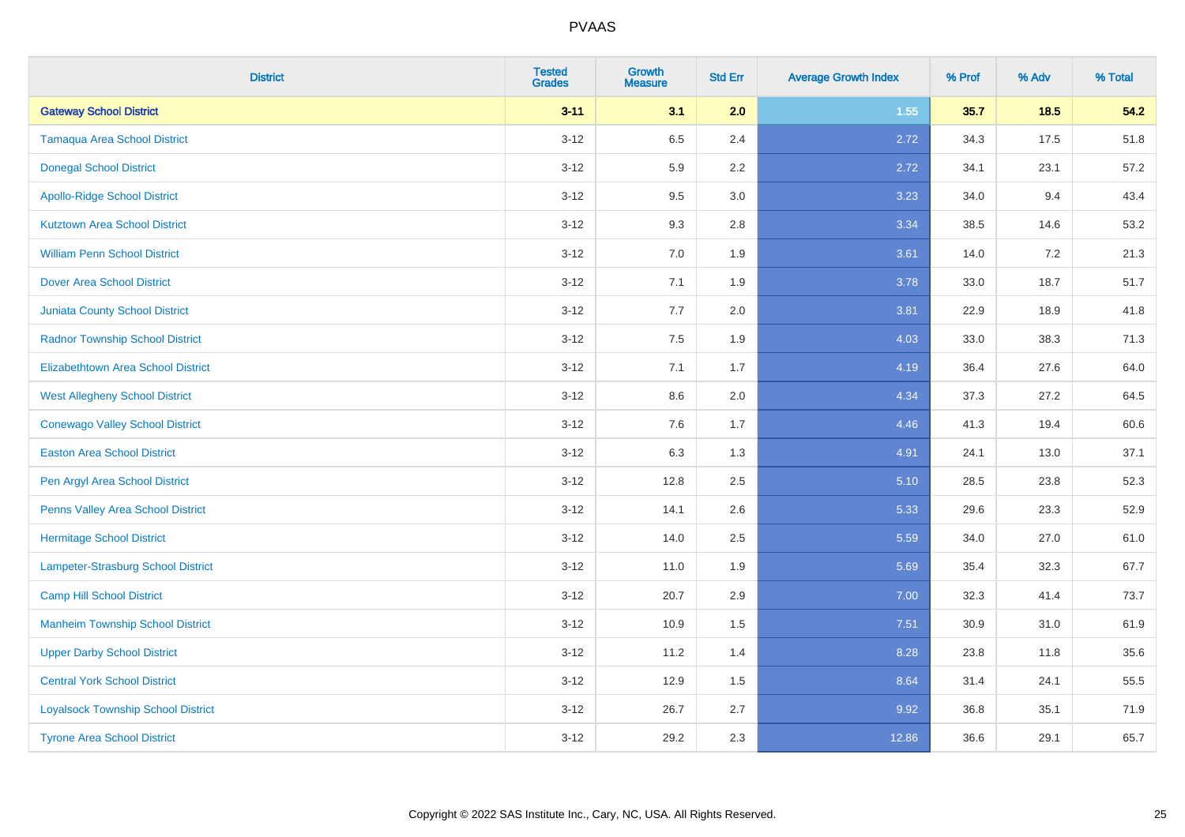# PVAAS

| District | Tested Grades | Growth Measure | Std Err | Average Growth Index | % Prof | % Adv | % Total |
|---|---|---|---|---|---|---|---|
| **Gateway School District** | **3-11** | **3.1** | **2.0** | **1.55** | **35.7** | **18.5** | **54.2** |
| Tamaqua Area School District | 3-12 | 6.5 | 2.4 | 2.72 | 34.3 | 17.5 | 51.8 |
| Donegal School District | 3-12 | 5.9 | 2.2 | 2.72 | 34.1 | 23.1 | 57.2 |
| Apollo-Ridge School District | 3-12 | 9.5 | 3.0 | 3.23 | 34.0 | 9.4 | 43.4 |
| Kutztown Area School District | 3-12 | 9.3 | 2.8 | 3.34 | 38.5 | 14.6 | 53.2 |
| William Penn School District | 3-12 | 7.0 | 1.9 | 3.61 | 14.0 | 7.2 | 21.3 |
| Dover Area School District | 3-12 | 7.1 | 1.9 | 3.78 | 33.0 | 18.7 | 51.7 |
| Juniata County School District | 3-12 | 7.7 | 2.0 | 3.81 | 22.9 | 18.9 | 41.8 |
| Radnor Township School District | 3-12 | 7.5 | 1.9 | 4.03 | 33.0 | 38.3 | 71.3 |
| Elizabethtown Area School District | 3-12 | 7.1 | 1.7 | 4.19 | 36.4 | 27.6 | 64.0 |
| West Allegheny School District | 3-12 | 8.6 | 2.0 | 4.34 | 37.3 | 27.2 | 64.5 |
| Conewago Valley School District | 3-12 | 7.6 | 1.7 | 4.46 | 41.3 | 19.4 | 60.6 |
| Easton Area School District | 3-12 | 6.3 | 1.3 | 4.91 | 24.1 | 13.0 | 37.1 |
| Pen Argyl Area School District | 3-12 | 12.8 | 2.5 | 5.10 | 28.5 | 23.8 | 52.3 |
| Penns Valley Area School District | 3-12 | 14.1 | 2.6 | 5.33 | 29.6 | 23.3 | 52.9 |
| Hermitage School District | 3-12 | 14.0 | 2.5 | 5.59 | 34.0 | 27.0 | 61.0 |
| Lampeter-Strasburg School District | 3-12 | 11.0 | 1.9 | 5.69 | 35.4 | 32.3 | 67.7 |
| Camp Hill School District | 3-12 | 20.7 | 2.9 | 7.00 | 32.3 | 41.4 | 73.7 |
| Manheim Township School District | 3-12 | 10.9 | 1.5 | 7.51 | 30.9 | 31.0 | 61.9 |
| Upper Darby School District | 3-12 | 11.2 | 1.4 | 8.28 | 23.8 | 11.8 | 35.6 |
| Central York School District | 3-12 | 12.9 | 1.5 | 8.64 | 31.4 | 24.1 | 55.5 |
| Loyalsock Township School District | 3-12 | 26.7 | 2.7 | 9.92 | 36.8 | 35.1 | 71.9 |
| Tyrone Area School District | 3-12 | 29.2 | 2.3 | 12.86 | 36.6 | 29.1 | 65.7 |

Copyright © 2022 SAS Institute Inc., Cary, NC, USA. All Rights Reserved.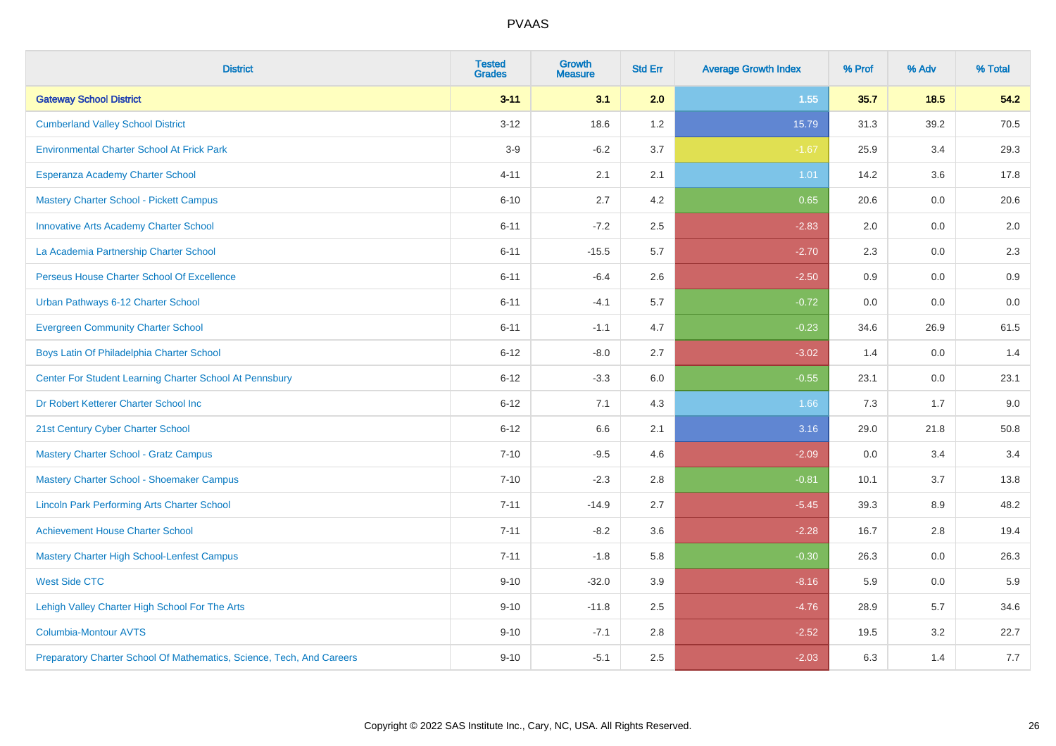# PVAAS

| District | Tested Grades | Growth Measure | Std Err | Average Growth Index | % Prof | % Adv | % Total |
|---|---|---|---|---|---|---|---|
| **Gateway School District** | **3-11** | **3.1** | **2.0** | **1.55** | **35.7** | **18.5** | **54.2** |
| Cumberland Valley School District | 3-12 | 18.6 | 1.2 | 15.79 | 31.3 | 39.2 | 70.5 |
| Environmental Charter School At Frick Park | 3-9 | -6.2 | 3.7 | -1.67 | 25.9 | 3.4 | 29.3 |
| Esperanza Academy Charter School | 4-11 | 2.1 | 2.1 | 1.01 | 14.2 | 3.6 | 17.8 |
| Mastery Charter School - Pickett Campus | 6-10 | 2.7 | 4.2 | 0.65 | 20.6 | 0.0 | 20.6 |
| Innovative Arts Academy Charter School | 6-11 | -7.2 | 2.5 | -2.83 | 2.0 | 0.0 | 2.0 |
| La Academia Partnership Charter School | 6-11 | -15.5 | 5.7 | -2.70 | 2.3 | 0.0 | 2.3 |
| Perseus House Charter School Of Excellence | 6-11 | -6.4 | 2.6 | -2.50 | 0.9 | 0.0 | 0.9 |
| Urban Pathways 6-12 Charter School | 6-11 | -4.1 | 5.7 | -0.72 | 0.0 | 0.0 | 0.0 |
| Evergreen Community Charter School | 6-11 | -1.1 | 4.7 | -0.23 | 34.6 | 26.9 | 61.5 |
| Boys Latin Of Philadelphia Charter School | 6-12 | -8.0 | 2.7 | -3.02 | 1.4 | 0.0 | 1.4 |
| Center For Student Learning Charter School At Pennsbury | 6-12 | -3.3 | 6.0 | -0.55 | 23.1 | 0.0 | 23.1 |
| Dr Robert Ketterer Charter School Inc | 6-12 | 7.1 | 4.3 | 1.66 | 7.3 | 1.7 | 9.0 |
| 21st Century Cyber Charter School | 6-12 | 6.6 | 2.1 | 3.16 | 29.0 | 21.8 | 50.8 |
| Mastery Charter School - Gratz Campus | 7-10 | -9.5 | 4.6 | -2.09 | 0.0 | 3.4 | 3.4 |
| Mastery Charter School - Shoemaker Campus | 7-10 | -2.3 | 2.8 | -0.81 | 10.1 | 3.7 | 13.8 |
| Lincoln Park Performing Arts Charter School | 7-11 | -14.9 | 2.7 | -5.45 | 39.3 | 8.9 | 48.2 |
| Achievement House Charter School | 7-11 | -8.2 | 3.6 | -2.28 | 16.7 | 2.8 | 19.4 |
| Mastery Charter High School-Lenfest Campus | 7-11 | -1.8 | 5.8 | -0.30 | 26.3 | 0.0 | 26.3 |
| West Side CTC | 9-10 | -32.0 | 3.9 | -8.16 | 5.9 | 0.0 | 5.9 |
| Lehigh Valley Charter High School For The Arts | 9-10 | -11.8 | 2.5 | -4.76 | 28.9 | 5.7 | 34.6 |
| Columbia-Montour AVTS | 9-10 | -7.1 | 2.8 | -2.52 | 19.5 | 3.2 | 22.7 |
| Preparatory Charter School Of Mathematics, Science, Tech, And Careers | 9-10 | -5.1 | 2.5 | -2.03 | 6.3 | 1.4 | 7.7 |

Copyright © 2022 SAS Institute Inc., Cary, NC, USA. All Rights Reserved.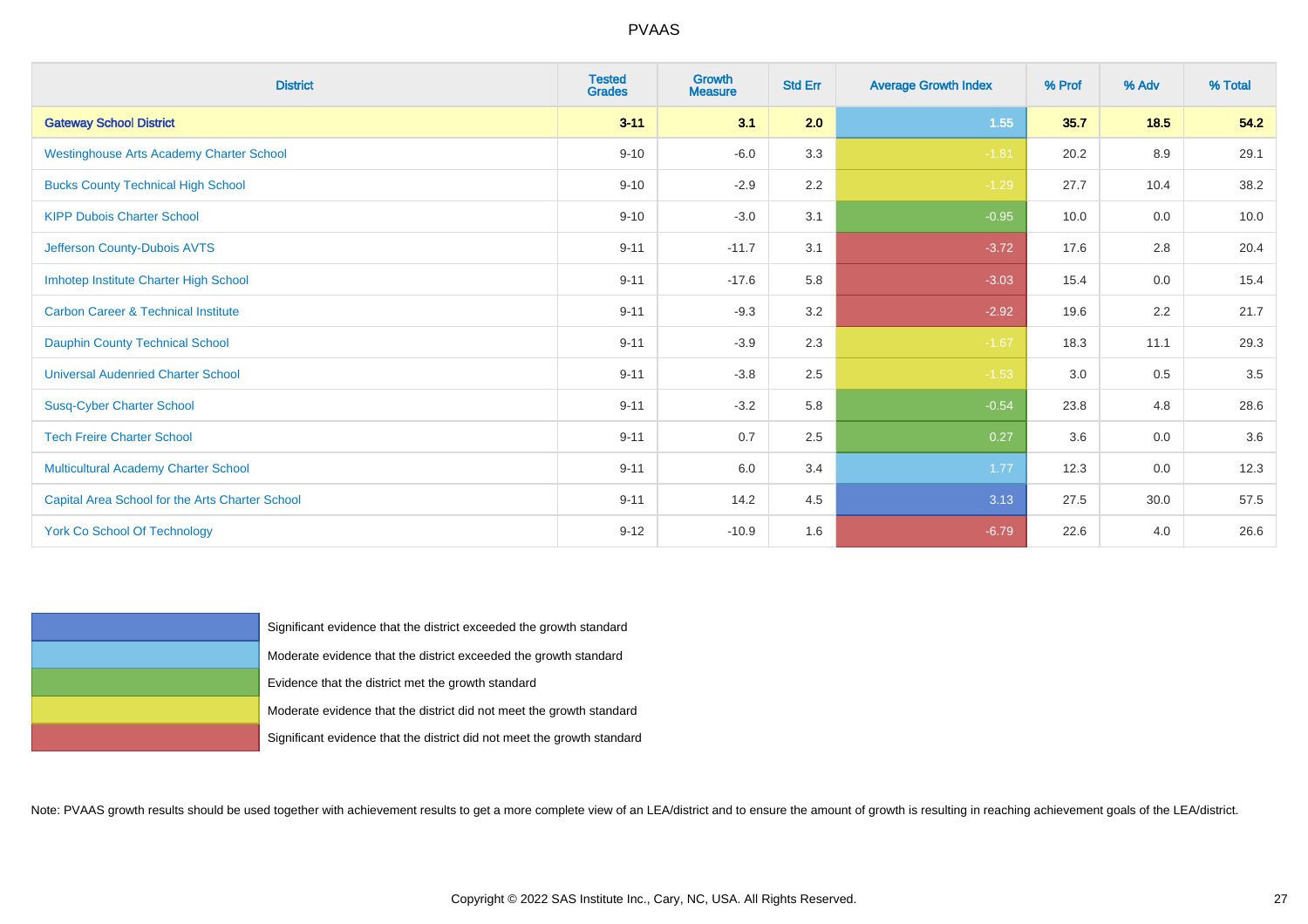PVAAS

| District | Tested Grades | Growth Measure | Std Err | Average Growth Index | % Prof | % Adv | % Total |
|---|---|---|---|---|---|---|---|
| **Gateway School District** | **3-11** | **3.1** | **2.0** | **1.55** | **35.7** | **18.5** | **54.2** |
| Westinghouse Arts Academy Charter School | 9-10 | -6.0 | 3.3 | -1.81 | 20.2 | 8.9 | 29.1 |
| Bucks County Technical High School | 9-10 | -2.9 | 2.2 | -1.29 | 27.7 | 10.4 | 38.2 |
| KIPP Dubois Charter School | 9-10 | -3.0 | 3.1 | -0.95 | 10.0 | 0.0 | 10.0 |
| Jefferson County-Dubois AVTS | 9-11 | -11.7 | 3.1 | -3.72 | 17.6 | 2.8 | 20.4 |
| Imhotep Institute Charter High School | 9-11 | -17.6 | 5.8 | -3.03 | 15.4 | 0.0 | 15.4 |
| Carbon Career & Technical Institute | 9-11 | -9.3 | 3.2 | -2.92 | 19.6 | 2.2 | 21.7 |
| Dauphin County Technical School | 9-11 | -3.9 | 2.3 | -1.67 | 18.3 | 11.1 | 29.3 |
| Universal Audenried Charter School | 9-11 | -3.8 | 2.5 | -1.53 | 3.0 | 0.5 | 3.5 |
| Susq-Cyber Charter School | 9-11 | -3.2 | 5.8 | -0.54 | 23.8 | 4.8 | 28.6 |
| Tech Freire Charter School | 9-11 | 0.7 | 2.5 | 0.27 | 3.6 | 0.0 | 3.6 |
| Multicultural Academy Charter School | 9-11 | 6.0 | 3.4 | 1.77 | 12.3 | 0.0 | 12.3 |
| Capital Area School for the Arts Charter School | 9-11 | 14.2 | 4.5 | 3.13 | 27.5 | 30.0 | 57.5 |
| York Co School Of Technology | 9-12 | -10.9 | 1.6 | -6.79 | 22.6 | 4.0 | 26.6 |

Significant evidence that the district exceeded the growth standard

Moderate evidence that the district exceeded the growth standard

Evidence that the district met the growth standard

Moderate evidence that the district did not meet the growth standard

Significant evidence that the district did not meet the growth standard

Note: PVAAS growth results should be used together with achievement results to get a more complete view of an LEA/district and to ensure the amount of growth is resulting in reaching achievement goals of the LEA/district.

Copyright © 2022 SAS Institute Inc., Cary, NC, USA. All Rights Reserved.